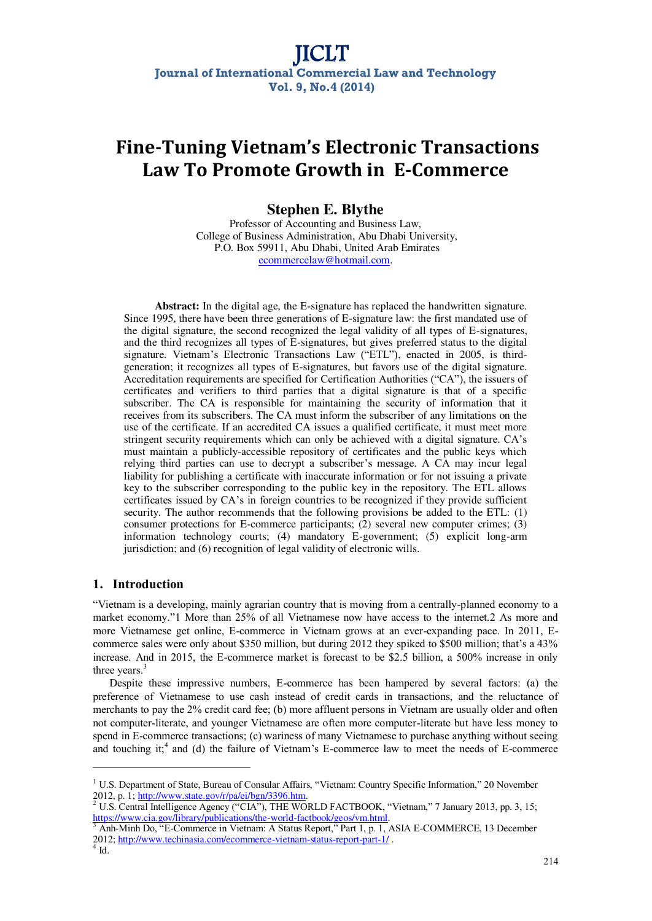# JICLT

**Journal of International Commercial Law and Technology**
**Vol. 9, No.4 (2014)**

# Fine-Tuning Vietnam's Electronic Transactions Law To Promote Growth in E-Commerce

## Stephen E. Blythe

Professor of Accounting and Business Law,
College of Business Administration, Abu Dhabi University,
P.O. Box 59911, Abu Dhabi, United Arab Emirates
ecommercelaw@hotmail.com.

**Abstract:** In the digital age, the E-signature has replaced the handwritten signature. Since 1995, there have been three generations of E-signature law: the first mandated use of the digital signature, the second recognized the legal validity of all types of E-signatures, and the third recognizes all types of E-signatures, but gives preferred status to the digital signature. Vietnam's Electronic Transactions Law ("ETL"), enacted in 2005, is third-generation; it recognizes all types of E-signatures, but favors use of the digital signature. Accreditation requirements are specified for Certification Authorities ("CA"), the issuers of certificates and verifiers to third parties that a digital signature is that of a specific subscriber. The CA is responsible for maintaining the security of information that it receives from its subscribers. The CA must inform the subscriber of any limitations on the use of the certificate. If an accredited CA issues a qualified certificate, it must meet more stringent security requirements which can only be achieved with a digital signature. CA's must maintain a publicly-accessible repository of certificates and the public keys which relying third parties can use to decrypt a subscriber's message. A CA may incur legal liability for publishing a certificate with inaccurate information or for not issuing a private key to the subscriber corresponding to the public key in the repository. The ETL allows certificates issued by CA's in foreign countries to be recognized if they provide sufficient security. The author recommends that the following provisions be added to the ETL: (1) consumer protections for E-commerce participants; (2) several new computer crimes; (3) information technology courts; (4) mandatory E-government; (5) explicit long-arm jurisdiction; and (6) recognition of legal validity of electronic wills.

## 1. Introduction

"Vietnam is a developing, mainly agrarian country that is moving from a centrally-planned economy to a market economy."1 More than 25% of all Vietnamese now have access to the internet.2 As more and more Vietnamese get online, E-commerce in Vietnam grows at an ever-expanding pace. In 2011, E-commerce sales were only about $350 million, but during 2012 they spiked to $500 million; that's a 43% increase. And in 2015, the E-commerce market is forecast to be $2.5 billion, a 500% increase in only three years.[3]

Despite these impressive numbers, E-commerce has been hampered by several factors: (a) the preference of Vietnamese to use cash instead of credit cards in transactions, and the reluctance of merchants to pay the 2% credit card fee; (b) more affluent persons in Vietnam are usually older and often not computer-literate, and younger Vietnamese are often more computer-literate but have less money to spend in E-commerce transactions; (c) wariness of many Vietnamese to purchase anything without seeing and touching it;[4] and (d) the failure of Vietnam's E-commerce law to meet the needs of E-commerce

---

[1] U.S. Department of State, Bureau of Consular Affairs, "Vietnam: Country Specific Information," 20 November 2012, p. 1; http://www.state.gov/r/pa/ei/bgn/3396.htm.

[2] U.S. Central Intelligence Agency ("CIA"), THE WORLD FACTBOOK, "Vietnam," 7 January 2013, pp. 3, 15; https://www.cia.gov/library/publications/the-world-factbook/geos/vm.html.

[3] Anh-Minh Do, "E-Commerce in Vietnam: A Status Report," Part 1, p. 1, ASIA E-COMMERCE, 13 December 2012; http://www.techinasia.com/ecommerce-vietnam-status-report-part-1/ .

[4] Id.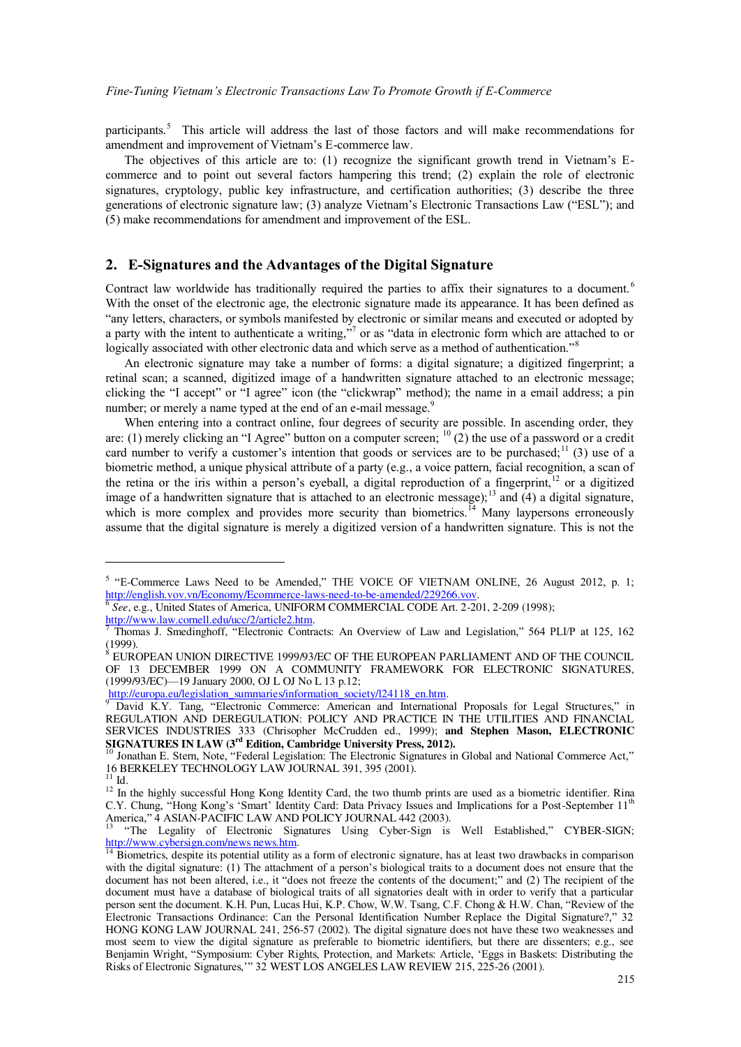participants.[5] This article will address the last of those factors and will make recommendations for amendment and improvement of Vietnam's E-commerce law.

The objectives of this article are to: (1) recognize the significant growth trend in Vietnam's E-commerce and to point out several factors hampering this trend; (2) explain the role of electronic signatures, cryptology, public key infrastructure, and certification authorities; (3) describe the three generations of electronic signature law; (3) analyze Vietnam's Electronic Transactions Law ("ESL"); and (5) make recommendations for amendment and improvement of the ESL.

## 2. E-Signatures and the Advantages of the Digital Signature

Contract law worldwide has traditionally required the parties to affix their signatures to a document.[6] With the onset of the electronic age, the electronic signature made its appearance. It has been defined as "any letters, characters, or symbols manifested by electronic or similar means and executed or adopted by a party with the intent to authenticate a writing,"[7] or as "data in electronic form which are attached to or logically associated with other electronic data and which serve as a method of authentication."[8]

An electronic signature may take a number of forms: a digital signature; a digitized fingerprint; a retinal scan; a scanned, digitized image of a handwritten signature attached to an electronic message; clicking the "I accept" or "I agree" icon (the "clickwrap" method); the name in a email address; a pin number; or merely a name typed at the end of an e-mail message.[9]

When entering into a contract online, four degrees of security are possible. In ascending order, they are: (1) merely clicking an "I Agree" button on a computer screen; [10] (2) the use of a password or a credit card number to verify a customer's intention that goods or services are to be purchased;[11] (3) use of a biometric method, a unique physical attribute of a party (e.g., a voice pattern, facial recognition, a scan of the retina or the iris within a person's eyeball, a digital reproduction of a fingerprint,[12] or a digitized image of a handwritten signature that is attached to an electronic message);[13] and (4) a digital signature, which is more complex and provides more security than biometrics.[14] Many laypersons erroneously assume that the digital signature is merely a digitized version of a handwritten signature. This is not the

---

[5] "E-Commerce Laws Need to be Amended," THE VOICE OF VIETNAM ONLINE, 26 August 2012, p. 1; http://english.vov.vn/Economy/Ecommerce-laws-need-to-be-amended/229266.vov.

[6] *See*, e.g., United States of America, UNIFORM COMMERCIAL CODE Art. 2-201, 2-209 (1998); http://www.law.cornell.edu/ucc/2/article2.htm.

[7] Thomas J. Smedinghoff, "Electronic Contracts: An Overview of Law and Legislation," 564 PLI/P at 125, 162 (1999).

[8] EUROPEAN UNION DIRECTIVE 1999/93/EC OF THE EUROPEAN PARLIAMENT AND OF THE COUNCIL OF 13 DECEMBER 1999 ON A COMMUNITY FRAMEWORK FOR ELECTRONIC SIGNATURES, (1999/93/EC)—19 January 2000, OJ L OJ No L 13 p.12; http://europa.eu/legislation_summaries/information_society/l24118_en.htm.

[9] David K.Y. Tang, "Electronic Commerce: American and International Proposals for Legal Structures," in REGULATION AND DEREGULATION: POLICY AND PRACTICE IN THE UTILITIES AND FINANCIAL SERVICES INDUSTRIES 333 (Chrisopher McCrudden ed., 1999); **and Stephen Mason, ELECTRONIC SIGNATURES IN LAW (3rd Edition, Cambridge University Press, 2012).**

[10] Jonathan E. Stern, Note, "Federal Legislation: The Electronic Signatures in Global and National Commerce Act," 16 BERKELEY TECHNOLOGY LAW JOURNAL 391, 395 (2001).

[11] Id.

[12] In the highly successful Hong Kong Identity Card, the two thumb prints are used as a biometric identifier. Rina C.Y. Chung, "Hong Kong's 'Smart' Identity Card: Data Privacy Issues and Implications for a Post-September 11th America," 4 ASIAN-PACIFIC LAW AND POLICY JOURNAL 442 (2003).

[13] "The Legality of Electronic Signatures Using Cyber-Sign is Well Established," CYBER-SIGN; http://www.cybersign.com/news news.htm.

[14] Biometrics, despite its potential utility as a form of electronic signature, has at least two drawbacks in comparison with the digital signature: (1) The attachment of a person's biological traits to a document does not ensure that the document has not been altered, i.e., it "does not freeze the contents of the document;" and (2) The recipient of the document must have a database of biological traits of all signatories dealt with in order to verify that a particular person sent the document. K.H. Pun, Lucas Hui, K.P. Chow, W.W. Tsang, C.F. Chong & H.W. Chan, "Review of the Electronic Transactions Ordinance: Can the Personal Identification Number Replace the Digital Signature?," 32 HONG KONG LAW JOURNAL 241, 256-57 (2002). The digital signature does not have these two weaknesses and most seem to view the digital signature as preferable to biometric identifiers, but there are dissenters; e.g., see Benjamin Wright, "Symposium: Cyber Rights, Protection, and Markets: Article, 'Eggs in Baskets: Distributing the Risks of Electronic Signatures,'" 32 WEST LOS ANGELES LAW REVIEW 215, 225-26 (2001).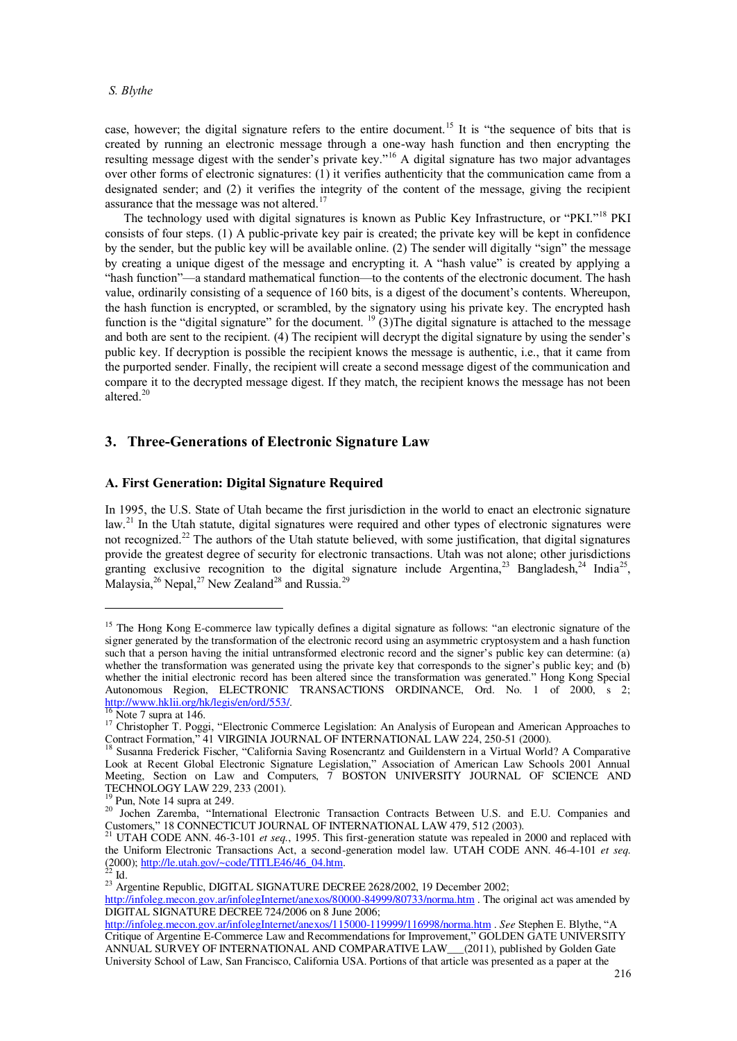case, however; the digital signature refers to the entire document.[15] It is "the sequence of bits that is created by running an electronic message through a one-way hash function and then encrypting the resulting message digest with the sender's private key."[16] A digital signature has two major advantages over other forms of electronic signatures: (1) it verifies authenticity that the communication came from a designated sender; and (2) it verifies the integrity of the content of the message, giving the recipient assurance that the message was not altered.[17]

The technology used with digital signatures is known as Public Key Infrastructure, or "PKI."[18] PKI consists of four steps. (1) A public-private key pair is created; the private key will be kept in confidence by the sender, but the public key will be available online. (2) The sender will digitally "sign" the message by creating a unique digest of the message and encrypting it. A "hash value" is created by applying a "hash function"—a standard mathematical function—to the contents of the electronic document. The hash value, ordinarily consisting of a sequence of 160 bits, is a digest of the document's contents. Whereupon, the hash function is encrypted, or scrambled, by the signatory using his private key. The encrypted hash function is the "digital signature" for the document. [19] (3)The digital signature is attached to the message and both are sent to the recipient. (4) The recipient will decrypt the digital signature by using the sender's public key. If decryption is possible the recipient knows the message is authentic, i.e., that it came from the purported sender. Finally, the recipient will create a second message digest of the communication and compare it to the decrypted message digest. If they match, the recipient knows the message has not been altered.[20]

## 3. Three-Generations of Electronic Signature Law

### A. First Generation: Digital Signature Required

In 1995, the U.S. State of Utah became the first jurisdiction in the world to enact an electronic signature law.[21] In the Utah statute, digital signatures were required and other types of electronic signatures were not recognized.[22] The authors of the Utah statute believed, with some justification, that digital signatures provide the greatest degree of security for electronic transactions. Utah was not alone; other jurisdictions granting exclusive recognition to the digital signature include Argentina,[23] Bangladesh,[24] India[25], Malaysia,[26] Nepal,[27] New Zealand[28] and Russia.[29]

---

[15] The Hong Kong E-commerce law typically defines a digital signature as follows: "an electronic signature of the signer generated by the transformation of the electronic record using an asymmetric cryptosystem and a hash function such that a person having the initial untransformed electronic record and the signer's public key can determine: (a) whether the transformation was generated using the private key that corresponds to the signer's public key; and (b) whether the initial electronic record has been altered since the transformation was generated." Hong Kong Special Autonomous Region, ELECTRONIC TRANSACTIONS ORDINANCE, Ord. No. 1 of 2000, s 2; http://www.hklii.org/hk/legis/en/ord/553/.

[16] Note 7 supra at 146.

[17] Christopher T. Poggi, "Electronic Commerce Legislation: An Analysis of European and American Approaches to Contract Formation," 41 VIRGINIA JOURNAL OF INTERNATIONAL LAW 224, 250-51 (2000).

[18] Susanna Frederick Fischer, "California Saving Rosencrantz and Guildenstern in a Virtual World? A Comparative Look at Recent Global Electronic Signature Legislation," Association of American Law Schools 2001 Annual Meeting, Section on Law and Computers, 7 BOSTON UNIVERSITY JOURNAL OF SCIENCE AND TECHNOLOGY LAW 229, 233 (2001).

[19] Pun, Note 14 supra at 249.

[20] Jochen Zaremba, "International Electronic Transaction Contracts Between U.S. and E.U. Companies and Customers," 18 CONNECTICUT JOURNAL OF INTERNATIONAL LAW 479, 512 (2003).

[21] UTAH CODE ANN. 46-3-101 *et seq.*, 1995. This first-generation statute was repealed in 2000 and replaced with the Uniform Electronic Transactions Act, a second-generation model law. UTAH CODE ANN. 46-4-101 *et seq.* (2000); http://le.utah.gov/~code/TITLE46/46_04.htm.

[22] Id.

[23] Argentine Republic, DIGITAL SIGNATURE DECREE 2628/2002, 19 December 2002; http://infoleg.mecon.gov.ar/infolegInternet/anexos/80000-84999/80733/norma.htm . The original act was amended by DIGITAL SIGNATURE DECREE 724/2006 on 8 June 2006; http://infoleg.mecon.gov.ar/infolegInternet/anexos/115000-119999/116998/norma.htm . *See* Stephen E. Blythe, "A Critique of Argentine E-Commerce Law and Recommendations for Improvement," GOLDEN GATE UNIVERSITY ANNUAL SURVEY OF INTERNATIONAL AND COMPARATIVE LAW___(2011), published by Golden Gate University School of Law, San Francisco, California USA. Portions of that article was presented as a paper at the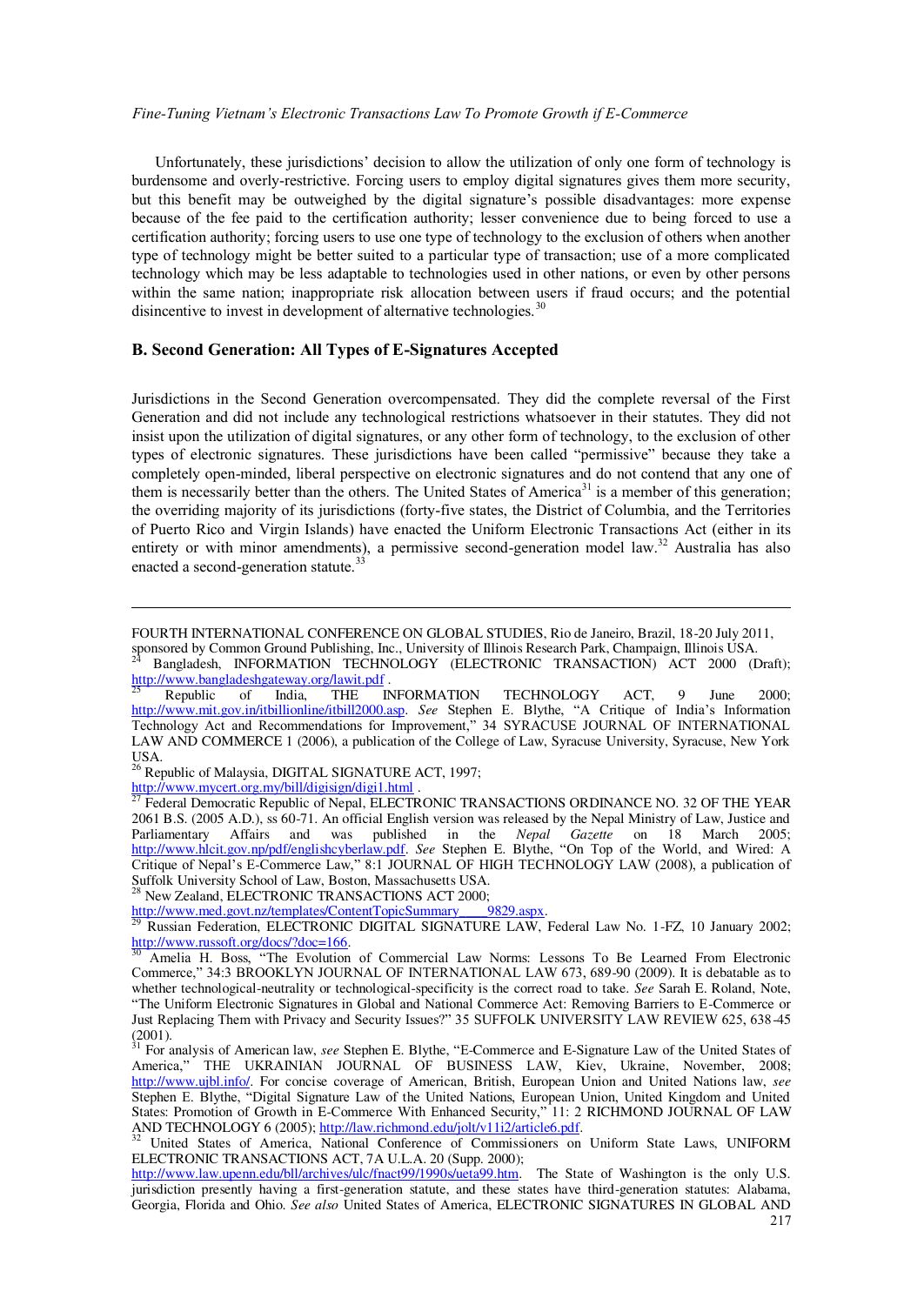Unfortunately, these jurisdictions' decision to allow the utilization of only one form of technology is burdensome and overly-restrictive. Forcing users to employ digital signatures gives them more security, but this benefit may be outweighed by the digital signature's possible disadvantages: more expense because of the fee paid to the certification authority; lesser convenience due to being forced to use a certification authority; forcing users to use one type of technology to the exclusion of others when another type of technology might be better suited to a particular type of transaction; use of a more complicated technology which may be less adaptable to technologies used in other nations, or even by other persons within the same nation; inappropriate risk allocation between users if fraud occurs; and the potential disincentive to invest in development of alternative technologies.[30]

### B. Second Generation: All Types of E-Signatures Accepted

Jurisdictions in the Second Generation overcompensated. They did the complete reversal of the First Generation and did not include any technological restrictions whatsoever in their statutes. They did not insist upon the utilization of digital signatures, or any other form of technology, to the exclusion of other types of electronic signatures. These jurisdictions have been called "permissive" because they take a completely open-minded, liberal perspective on electronic signatures and do not contend that any one of them is necessarily better than the others. The United States of America[31] is a member of this generation; the overriding majority of its jurisdictions (forty-five states, the District of Columbia, and the Territories of Puerto Rico and Virgin Islands) have enacted the Uniform Electronic Transactions Act (either in its entirety or with minor amendments), a permissive second-generation model law.[32] Australia has also enacted a second-generation statute.[33]

---

FOURTH INTERNATIONAL CONFERENCE ON GLOBAL STUDIES, Rio de Janeiro, Brazil, 18-20 July 2011, sponsored by Common Ground Publishing, Inc., University of Illinois Research Park, Champaign, Illinois USA.

[24] Bangladesh, INFORMATION TECHNOLOGY (ELECTRONIC TRANSACTION) ACT 2000 (Draft); http://www.bangladeshgateway.org/lawit.pdf .

[25] Republic of India, THE INFORMATION TECHNOLOGY ACT, 9 June 2000; http://www.mit.gov.in/itbillionline/itbill2000.asp. *See* Stephen E. Blythe, "A Critique of India's Information Technology Act and Recommendations for Improvement," 34 SYRACUSE JOURNAL OF INTERNATIONAL LAW AND COMMERCE 1 (2006), a publication of the College of Law, Syracuse University, Syracuse, New York USA.

[26] Republic of Malaysia, DIGITAL SIGNATURE ACT, 1997; http://www.mycert.org.my/bill/digisign/digi1.html .

[27] Federal Democratic Republic of Nepal, ELECTRONIC TRANSACTIONS ORDINANCE NO. 32 OF THE YEAR 2061 B.S. (2005 A.D.), ss 60-71. An official English version was released by the Nepal Ministry of Law, Justice and Parliamentary Affairs and was published in the *Nepal Gazette* on 18 March 2005; http://www.hlcit.gov.np/pdf/englishcyberlaw.pdf. *See* Stephen E. Blythe, "On Top of the World, and Wired: A Critique of Nepal's E-Commerce Law," 8:1 JOURNAL OF HIGH TECHNOLOGY LAW (2008), a publication of Suffolk University School of Law, Boston, Massachusetts USA.

[28] New Zealand, ELECTRONIC TRANSACTIONS ACT 2000; http://www.med.govt.nz/templates/ContentTopicSummary____9829.aspx.

[29] Russian Federation, ELECTRONIC DIGITAL SIGNATURE LAW, Federal Law No. 1-FZ, 10 January 2002; http://www.russoft.org/docs/?doc=166.

[30] Amelia H. Boss, "The Evolution of Commercial Law Norms: Lessons To Be Learned From Electronic Commerce," 34:3 BROOKLYN JOURNAL OF INTERNATIONAL LAW 673, 689-90 (2009). It is debatable as to whether technological-neutrality or technological-specificity is the correct road to take. *See* Sarah E. Roland, Note, "The Uniform Electronic Signatures in Global and National Commerce Act: Removing Barriers to E-Commerce or Just Replacing Them with Privacy and Security Issues?" 35 SUFFOLK UNIVERSITY LAW REVIEW 625, 638-45 (2001).

[31] For analysis of American law, *see* Stephen E. Blythe, "E-Commerce and E-Signature Law of the United States of America," THE UKRAINIAN JOURNAL OF BUSINESS LAW, Kiev, Ukraine, November, 2008; http://www.ujbl.info/. For concise coverage of American, British, European Union and United Nations law, *see* Stephen E. Blythe, "Digital Signature Law of the United Nations, European Union, United Kingdom and United States: Promotion of Growth in E-Commerce With Enhanced Security," 11: 2 RICHMOND JOURNAL OF LAW AND TECHNOLOGY 6 (2005); http://law.richmond.edu/jolt/v11i2/article6.pdf.

[32] United States of America, National Conference of Commissioners on Uniform State Laws, UNIFORM ELECTRONIC TRANSACTIONS ACT, 7A U.L.A. 20 (Supp. 2000); http://www.law.upenn.edu/bll/archives/ulc/fnact99/1990s/ueta99.htm. The State of Washington is the only U.S. jurisdiction presently having a first-generation statute, and these states have third-generation statutes: Alabama, Georgia, Florida and Ohio. *See also* United States of America, ELECTRONIC SIGNATURES IN GLOBAL AND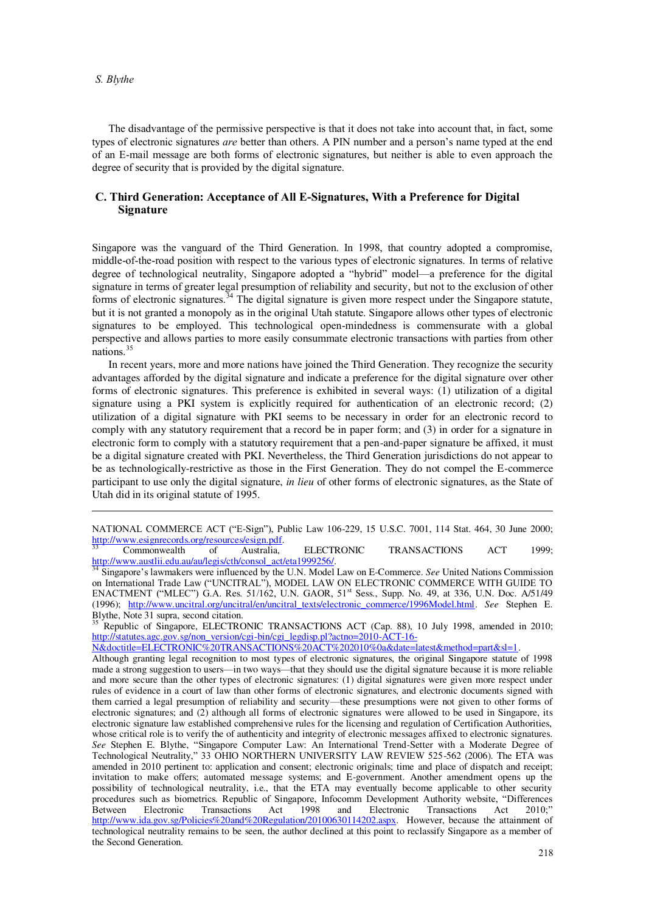The disadvantage of the permissive perspective is that it does not take into account that, in fact, some types of electronic signatures *are* better than others. A PIN number and a person's name typed at the end of an E-mail message are both forms of electronic signatures, but neither is able to even approach the degree of security that is provided by the digital signature.

## C. Third Generation: Acceptance of All E-Signatures, With a Preference for Digital Signature

Singapore was the vanguard of the Third Generation. In 1998, that country adopted a compromise, middle-of-the-road position with respect to the various types of electronic signatures. In terms of relative degree of technological neutrality, Singapore adopted a "hybrid" model—a preference for the digital signature in terms of greater legal presumption of reliability and security, but not to the exclusion of other forms of electronic signatures.[34] The digital signature is given more respect under the Singapore statute, but it is not granted a monopoly as in the original Utah statute. Singapore allows other types of electronic signatures to be employed. This technological open-mindedness is commensurate with a global perspective and allows parties to more easily consummate electronic transactions with parties from other nations.[35]

In recent years, more and more nations have joined the Third Generation. They recognize the security advantages afforded by the digital signature and indicate a preference for the digital signature over other forms of electronic signatures. This preference is exhibited in several ways: (1) utilization of a digital signature using a PKI system is explicitly required for authentication of an electronic record; (2) utilization of a digital signature with PKI seems to be necessary in order for an electronic record to comply with any statutory requirement that a record be in paper form; and (3) in order for a signature in electronic form to comply with a statutory requirement that a pen-and-paper signature be affixed, it must be a digital signature created with PKI. Nevertheless, the Third Generation jurisdictions do not appear to be as technologically-restrictive as those in the First Generation. They do not compel the E-commerce participant to use only the digital signature, *in lieu* of other forms of electronic signatures, as the State of Utah did in its original statute of 1995.

---

NATIONAL COMMERCE ACT ("E-Sign"), Public Law 106-229, 15 U.S.C. 7001, 114 Stat. 464, 30 June 2000; http://www.esignrecords.org/resources/esign.pdf.

[33] Commonwealth of Australia, ELECTRONIC TRANSACTIONS ACT 1999; http://www.austlii.edu.au/au/legis/cth/consol_act/eta1999256/.

[34] Singapore's lawmakers were influenced by the U.N. Model Law on E-Commerce. *See* United Nations Commission on International Trade Law ("UNCITRAL"), MODEL LAW ON ELECTRONIC COMMERCE WITH GUIDE TO ENACTMENT ("MLEC") G.A. Res. 51/162, U.N. GAOR, 51st Sess., Supp. No. 49, at 336, U.N. Doc. A/51/49 (1996); http://www.uncitral.org/uncitral/en/uncitral_texts/electronic_commerce/1996Model.html. *See* Stephen E. Blythe, Note 31 supra, second citation.

[35] Republic of Singapore, ELECTRONIC TRANSACTIONS ACT (Cap. 88), 10 July 1998, amended in 2010; http://statutes.agc.gov.sg/non_version/cgi-bin/cgi_legdisp.pl?actno=2010-ACT-16-N&doctitle=ELECTRONIC%20TRANSACTIONS%20ACT%202010%0a&date=latest&method=part&sl=1. Although granting legal recognition to most types of electronic signatures, the original Singapore statute of 1998 made a strong suggestion to users—in two ways—that they should use the digital signature because it is more reliable and more secure than the other types of electronic signatures: (1) digital signatures were given more respect under rules of evidence in a court of law than other forms of electronic signatures, and electronic documents signed with them carried a legal presumption of reliability and security—these presumptions were not given to other forms of electronic signatures; and (2) although all forms of electronic signatures were allowed to be used in Singapore, its electronic signature law established comprehensive rules for the licensing and regulation of Certification Authorities, whose critical role is to verify the of authenticity and integrity of electronic messages affixed to electronic signatures. *See* Stephen E. Blythe, "Singapore Computer Law: An International Trend-Setter with a Moderate Degree of Technological Neutrality," 33 OHIO NORTHERN UNIVERSITY LAW REVIEW 525-562 (2006). The ETA was amended in 2010 pertinent to: application and consent; electronic originals; time and place of dispatch and receipt; invitation to make offers; automated message systems; and E-government. Another amendment opens up the possibility of technological neutrality, i.e., that the ETA may eventually become applicable to other security procedures such as biometrics. Republic of Singapore, Infocomm Development Authority website, "Differences Between Electronic Transactions Act 1998 and Electronic Transactions Act 2010;" http://www.ida.gov.sg/Policies%20and%20Regulation/20100630114202.aspx. However, because the attainment of technological neutrality remains to be seen, the author declined at this point to reclassify Singapore as a member of the Second Generation.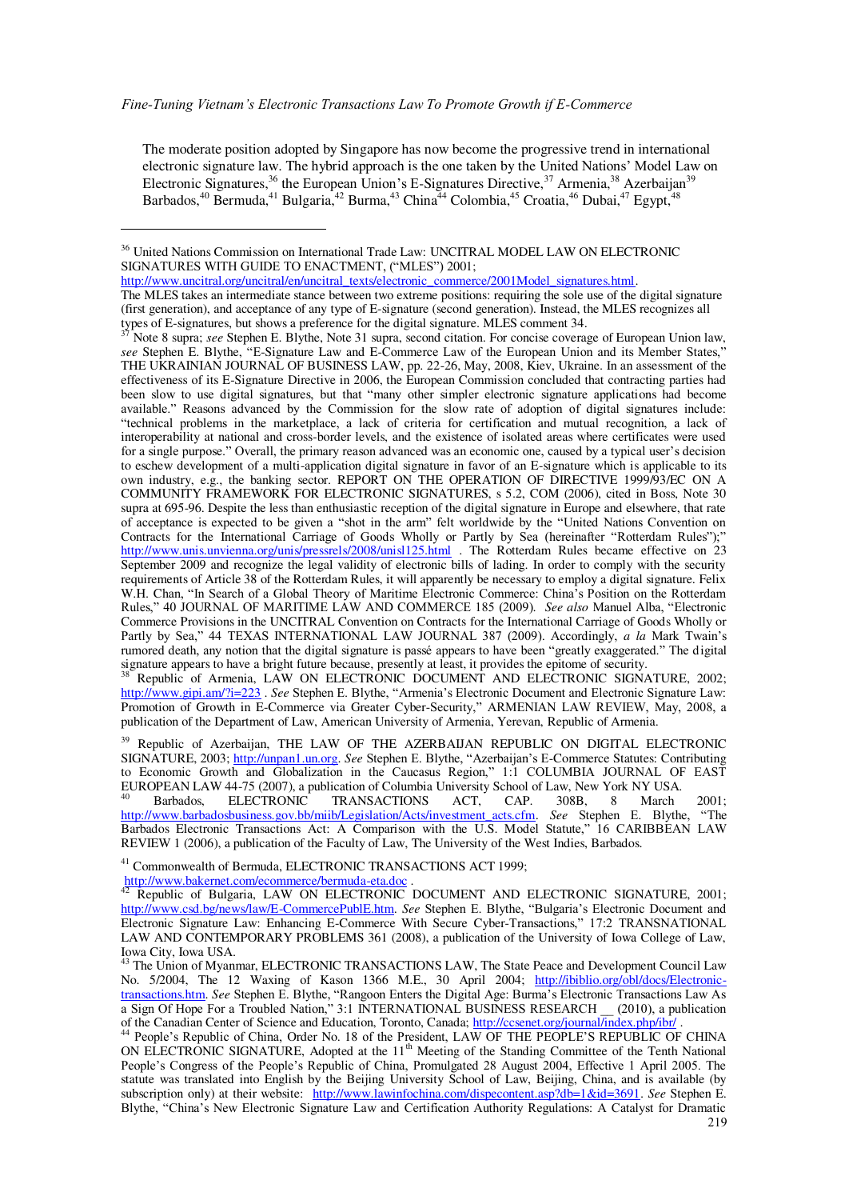The moderate position adopted by Singapore has now become the progressive trend in international electronic signature law. The hybrid approach is the one taken by the United Nations' Model Law on Electronic Signatures,[36] the European Union's E-Signatures Directive,[37] Armenia,[38] Azerbaijan[39] Barbados,[40] Bermuda,[41] Bulgaria,[42] Burma,[43] China[44] Colombia,[45] Croatia,[46] Dubai,[47] Egypt,[48]

---

[36] United Nations Commission on International Trade Law: UNCITRAL MODEL LAW ON ELECTRONIC SIGNATURES WITH GUIDE TO ENACTMENT, ("MLES") 2001; http://www.uncitral.org/uncitral/en/uncitral_texts/electronic_commerce/2001Model_signatures.html. The MLES takes an intermediate stance between two extreme positions: requiring the sole use of the digital signature (first generation), and acceptance of any type of E-signature (second generation). Instead, the MLES recognizes all types of E-signatures, but shows a preference for the digital signature. MLES comment 34.

[37] Note 8 supra; *see* Stephen E. Blythe, Note 31 supra, second citation. For concise coverage of European Union law, *see* Stephen E. Blythe, "E-Signature Law and E-Commerce Law of the European Union and its Member States," THE UKRAINIAN JOURNAL OF BUSINESS LAW, pp. 22-26, May, 2008, Kiev, Ukraine. In an assessment of the effectiveness of its E-Signature Directive in 2006, the European Commission concluded that contracting parties had been slow to use digital signatures, but that "many other simpler electronic signature applications had become available." Reasons advanced by the Commission for the slow rate of adoption of digital signatures include: "technical problems in the marketplace, a lack of criteria for certification and mutual recognition, a lack of interoperability at national and cross-border levels, and the existence of isolated areas where certificates were used for a single purpose." Overall, the primary reason advanced was an economic one, caused by a typical user's decision to eschew development of a multi-application digital signature in favor of an E-signature which is applicable to its own industry, e.g., the banking sector. REPORT ON THE OPERATION OF DIRECTIVE 1999/93/EC ON A COMMUNITY FRAMEWORK FOR ELECTRONIC SIGNATURES, s 5.2, COM (2006), cited in Boss, Note 30 supra at 695-96. Despite the less than enthusiastic reception of the digital signature in Europe and elsewhere, that rate of acceptance is expected to be given a "shot in the arm" felt worldwide by the "United Nations Convention on Contracts for the International Carriage of Goods Wholly or Partly by Sea (hereinafter "Rotterdam Rules");" http://www.unis.unvienna.org/unis/pressrels/2008/unisl125.html . The Rotterdam Rules became effective on 23 September 2009 and recognize the legal validity of electronic bills of lading. In order to comply with the security requirements of Article 38 of the Rotterdam Rules, it will apparently be necessary to employ a digital signature. Felix W.H. Chan, "In Search of a Global Theory of Maritime Electronic Commerce: China's Position on the Rotterdam Rules," 40 JOURNAL OF MARITIME LAW AND COMMERCE 185 (2009). *See also* Manuel Alba, "Electronic Commerce Provisions in the UNCITRAL Convention on Contracts for the International Carriage of Goods Wholly or Partly by Sea," 44 TEXAS INTERNATIONAL LAW JOURNAL 387 (2009). Accordingly, *a la* Mark Twain's rumored death, any notion that the digital signature is passé appears to have been "greatly exaggerated." The digital signature appears to have a bright future because, presently at least, it provides the epitome of security.

[38] Republic of Armenia, LAW ON ELECTRONIC DOCUMENT AND ELECTRONIC SIGNATURE, 2002; http://www.gipi.am/?i=223 . *See* Stephen E. Blythe, "Armenia's Electronic Document and Electronic Signature Law: Promotion of Growth in E-Commerce via Greater Cyber-Security," ARMENIAN LAW REVIEW, May, 2008, a publication of the Department of Law, American University of Armenia, Yerevan, Republic of Armenia.

[39] Republic of Azerbaijan, THE LAW OF THE AZERBAIJAN REPUBLIC ON DIGITAL ELECTRONIC SIGNATURE, 2003; http://unpan1.un.org. *See* Stephen E. Blythe, "Azerbaijan's E-Commerce Statutes: Contributing to Economic Growth and Globalization in the Caucasus Region," 1:1 COLUMBIA JOURNAL OF EAST EUROPEAN LAW 44-75 (2007), a publication of Columbia University School of Law, New York NY USA.

[40] Barbados, ELECTRONIC TRANSACTIONS ACT, CAP. 308B, 8 March 2001; http://www.barbadosbusiness.gov.bb/miib/Legislation/Acts/investment_acts.cfm. *See* Stephen E. Blythe, "The Barbados Electronic Transactions Act: A Comparison with the U.S. Model Statute," 16 CARIBBEAN LAW REVIEW 1 (2006), a publication of the Faculty of Law, The University of the West Indies, Barbados.

[41] Commonwealth of Bermuda, ELECTRONIC TRANSACTIONS ACT 1999; http://www.bakernet.com/ecommerce/bermuda-eta.doc .

[42] Republic of Bulgaria, LAW ON ELECTRONIC DOCUMENT AND ELECTRONIC SIGNATURE, 2001; http://www.csd.bg/news/law/E-CommercePublE.htm. *See* Stephen E. Blythe, "Bulgaria's Electronic Document and Electronic Signature Law: Enhancing E-Commerce With Secure Cyber-Transactions," 17:2 TRANSNATIONAL LAW AND CONTEMPORARY PROBLEMS 361 (2008), a publication of the University of Iowa College of Law, Iowa City, Iowa USA.

[43] The Union of Myanmar, ELECTRONIC TRANSACTIONS LAW, The State Peace and Development Council Law No. 5/2004, The 12 Waxing of Kason 1366 M.E., 30 April 2004; http://ibiblio.org/obl/docs/Electronic-transactions.htm. *See* Stephen E. Blythe, "Rangoon Enters the Digital Age: Burma's Electronic Transactions Law As a Sign Of Hope For a Troubled Nation," 3:1 INTERNATIONAL BUSINESS RESEARCH __ (2010), a publication of the Canadian Center of Science and Education, Toronto, Canada; http://ccsenet.org/journal/index.php/ibr/ .

[44] People's Republic of China, Order No. 18 of the President, LAW OF THE PEOPLE'S REPUBLIC OF CHINA ON ELECTRONIC SIGNATURE, Adopted at the 11th Meeting of the Standing Committee of the Tenth National People's Congress of the People's Republic of China, Promulgated 28 August 2004, Effective 1 April 2005. The statute was translated into English by the Beijing University School of Law, Beijing, China, and is available (by subscription only) at their website: http://www.lawinfochina.com/dispecontent.asp?db=1&id=3691. *See* Stephen E. Blythe, "China's New Electronic Signature Law and Certification Authority Regulations: A Catalyst for Dramatic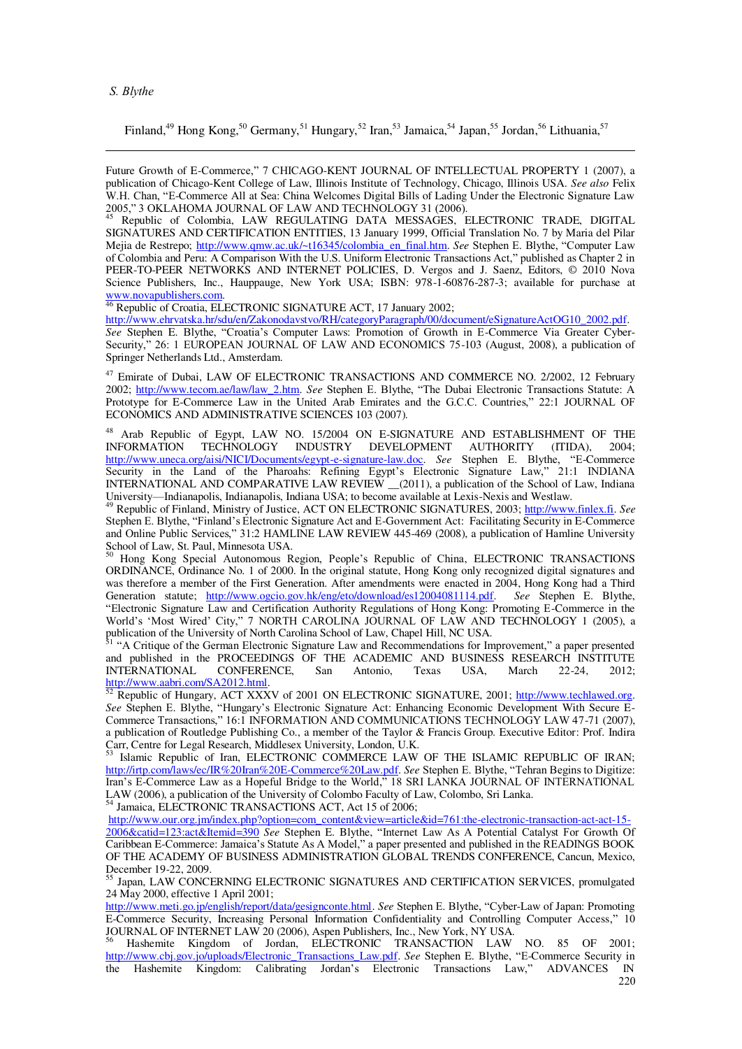Finland,[49] Hong Kong,[50] Germany,[51] Hungary,[52] Iran,[53] Jamaica,[54] Japan,[55] Jordan,[56] Lithuania,[57]

---

Future Growth of E-Commerce," 7 CHICAGO-KENT JOURNAL OF INTELLECTUAL PROPERTY 1 (2007), a publication of Chicago-Kent College of Law, Illinois Institute of Technology, Chicago, Illinois USA. *See also* Felix W.H. Chan, "E-Commerce All at Sea: China Welcomes Digital Bills of Lading Under the Electronic Signature Law 2005," 3 OKLAHOMA JOURNAL OF LAW AND TECHNOLOGY 31 (2006).

[45] Republic of Colombia, LAW REGULATING DATA MESSAGES, ELECTRONIC TRADE, DIGITAL SIGNATURES AND CERTIFICATION ENTITIES, 13 January 1999, Official Translation No. 7 by Maria del Pilar Mejia de Restrepo; http://www.qmw.ac.uk/~t16345/colombia_en_final.htm. *See* Stephen E. Blythe, "Computer Law of Colombia and Peru: A Comparison With the U.S. Uniform Electronic Transactions Act," published as Chapter 2 in PEER-TO-PEER NETWORKS AND INTERNET POLICIES, D. Vergos and J. Saenz, Editors, © 2010 Nova Science Publishers, Inc., Hauppauge, New York USA; ISBN: 978-1-60876-287-3; available for purchase at www.novapublishers.com.

[46] Republic of Croatia, ELECTRONIC SIGNATURE ACT, 17 January 2002; http://www.ehrvatska.hr/sdu/en/Zakonodavstvo/RH/categoryParagraph/00/document/eSignatureActOG10_2002.pdf. *See* Stephen E. Blythe, "Croatia's Computer Laws: Promotion of Growth in E-Commerce Via Greater Cyber-Security," 26: 1 EUROPEAN JOURNAL OF LAW AND ECONOMICS 75-103 (August, 2008), a publication of Springer Netherlands Ltd., Amsterdam.

[47] Emirate of Dubai, LAW OF ELECTRONIC TRANSACTIONS AND COMMERCE NO. 2/2002, 12 February 2002; http://www.tecom.ae/law/law_2.htm. *See* Stephen E. Blythe, "The Dubai Electronic Transactions Statute: A Prototype for E-Commerce Law in the United Arab Emirates and the G.C.C. Countries," 22:1 JOURNAL OF ECONOMICS AND ADMINISTRATIVE SCIENCES 103 (2007).

[48] Arab Republic of Egypt, LAW NO. 15/2004 ON E-SIGNATURE AND ESTABLISHMENT OF THE INFORMATION TECHNOLOGY INDUSTRY DEVELOPMENT AUTHORITY (ITIDA), 2004; http://www.uneca.org/aisi/NICI/Documents/egypt-e-signature-law.doc. *See* Stephen E. Blythe, "E-Commerce Security in the Land of the Pharoahs: Refining Egypt's Electronic Signature Law," 21:1 INDIANA INTERNATIONAL AND COMPARATIVE LAW REVIEW __(2011), a publication of the School of Law, Indiana University—Indianapolis, Indianapolis, Indiana USA; to become available at Lexis-Nexis and Westlaw.

[49] Republic of Finland, Ministry of Justice, ACT ON ELECTRONIC SIGNATURES, 2003; http://www.finlex.fi. *See* Stephen E. Blythe, "Finland's Electronic Signature Act and E-Government Act: Facilitating Security in E-Commerce and Online Public Services," 31:2 HAMLINE LAW REVIEW 445-469 (2008), a publication of Hamline University School of Law, St. Paul, Minnesota USA.

[50] Hong Kong Special Autonomous Region, People's Republic of China, ELECTRONIC TRANSACTIONS ORDINANCE, Ordinance No. 1 of 2000. In the original statute, Hong Kong only recognized digital signatures and was therefore a member of the First Generation. After amendments were enacted in 2004, Hong Kong had a Third Generation statute; http://www.ogcio.gov.hk/eng/eto/download/es12004081114.pdf. *See* Stephen E. Blythe, "Electronic Signature Law and Certification Authority Regulations of Hong Kong: Promoting E-Commerce in the World's 'Most Wired' City," 7 NORTH CAROLINA JOURNAL OF LAW AND TECHNOLOGY 1 (2005), a publication of the University of North Carolina School of Law, Chapel Hill, NC USA.

[51] "A Critique of the German Electronic Signature Law and Recommendations for Improvement," a paper presented and published in the PROCEEDINGS OF THE ACADEMIC AND BUSINESS RESEARCH INSTITUTE INTERNATIONAL CONFERENCE, San Antonio, Texas USA, March 22-24, 2012; http://www.aabri.com/SA2012.html.

[52] Republic of Hungary, ACT XXXV of 2001 ON ELECTRONIC SIGNATURE, 2001; http://www.techlawed.org. *See* Stephen E. Blythe, "Hungary's Electronic Signature Act: Enhancing Economic Development With Secure E-Commerce Transactions," 16:1 INFORMATION AND COMMUNICATIONS TECHNOLOGY LAW 47-71 (2007), a publication of Routledge Publishing Co., a member of the Taylor & Francis Group. Executive Editor: Prof. Indira Carr, Centre for Legal Research, Middlesex University, London, U.K.

[53] Islamic Republic of Iran, ELECTRONIC COMMERCE LAW OF THE ISLAMIC REPUBLIC OF IRAN; http://irtp.com/laws/ec/IR%20Iran%20E-Commerce%20Law.pdf. *See* Stephen E. Blythe, "Tehran Begins to Digitize: Iran's E-Commerce Law as a Hopeful Bridge to the World," 18 SRI LANKA JOURNAL OF INTERNATIONAL LAW (2006), a publication of the University of Colombo Faculty of Law, Colombo, Sri Lanka.

[54] Jamaica, ELECTRONIC TRANSACTIONS ACT, Act 15 of 2006; http://www.our.org.jm/index.php?option=com_content&view=article&id=761:the-electronic-transaction-act-act-15-2006&catid=123:act&Itemid=390 *See* Stephen E. Blythe, "Internet Law As A Potential Catalyst For Growth Of Caribbean E-Commerce: Jamaica's Statute As A Model," a paper presented and published in the READINGS BOOK OF THE ACADEMY OF BUSINESS ADMINISTRATION GLOBAL TRENDS CONFERENCE, Cancun, Mexico, December 19-22, 2009.

[55] Japan, LAW CONCERNING ELECTRONIC SIGNATURES AND CERTIFICATION SERVICES, promulgated 24 May 2000, effective 1 April 2001; http://www.meti.go.jp/english/report/data/gesignconte.html. *See* Stephen E. Blythe, "Cyber-Law of Japan: Promoting E-Commerce Security, Increasing Personal Information Confidentiality and Controlling Computer Access," 10 JOURNAL OF INTERNET LAW 20 (2006), Aspen Publishers, Inc., New York, NY USA.

[56] Hashemite Kingdom of Jordan, ELECTRONIC TRANSACTION LAW NO. 85 OF 2001; http://www.cbj.gov.jo/uploads/Electronic_Transactions_Law.pdf. *See* Stephen E. Blythe, "E-Commerce Security in the Hashemite Kingdom: Calibrating Jordan's Electronic Transactions Law," ADVANCES IN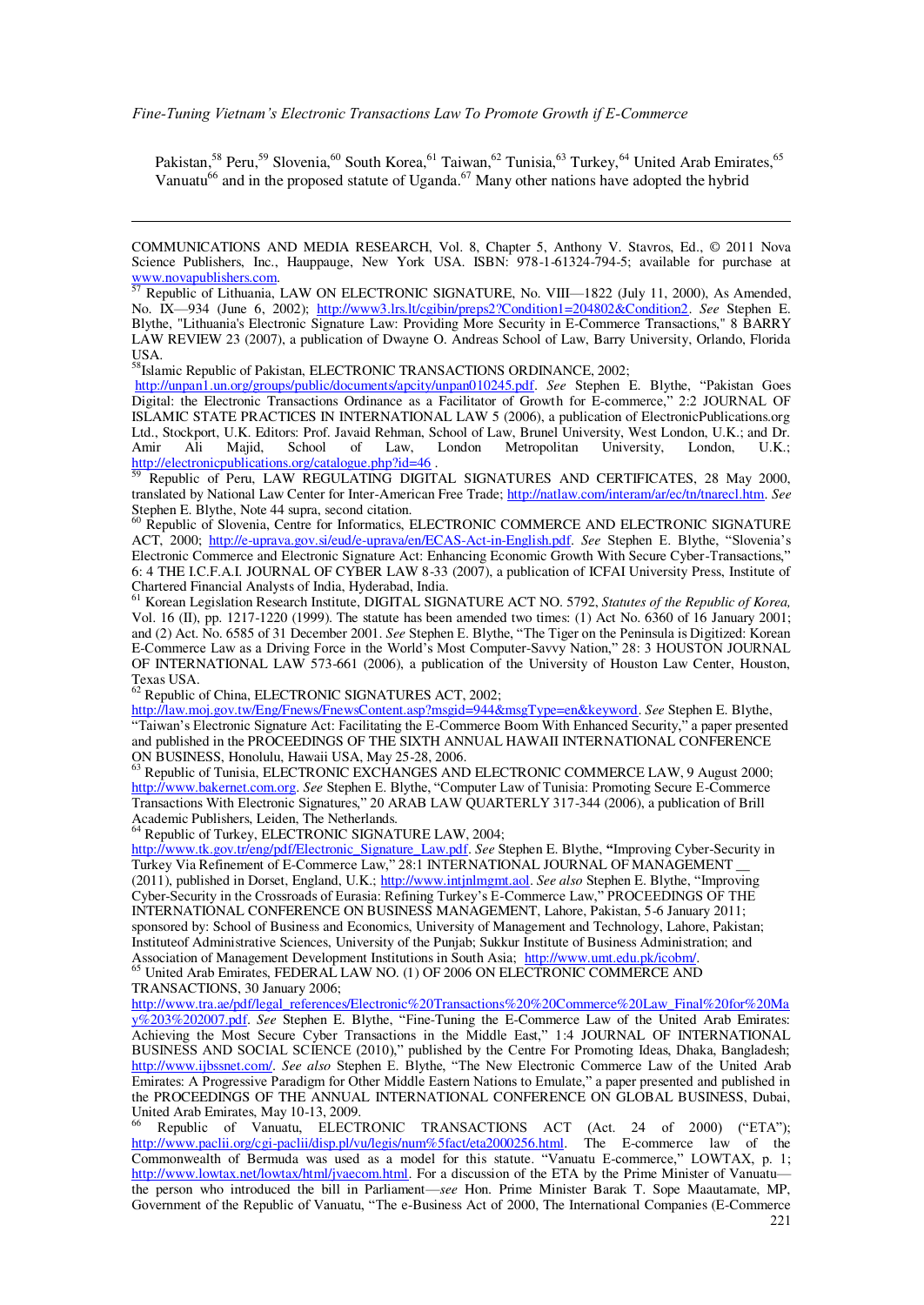Pakistan,[58] Peru,[59] Slovenia,[60] South Korea,[61] Taiwan,[62] Tunisia,[63] Turkey,[64] United Arab Emirates,[65] Vanuatu[66] and in the proposed statute of Uganda.[67] Many other nations have adopted the hybrid

---

COMMUNICATIONS AND MEDIA RESEARCH, Vol. 8, Chapter 5, Anthony V. Stavros, Ed., © 2011 Nova Science Publishers, Inc., Hauppauge, New York USA. ISBN: 978-1-61324-794-5; available for purchase at www.novapublishers.com.

[57] Republic of Lithuania, LAW ON ELECTRONIC SIGNATURE, No. VIII—1822 (July 11, 2000), As Amended, No. IX—934 (June 6, 2002); http://www3.lrs.lt/cgibin/preps2?Condition1=204802&Condition2. *See* Stephen E. Blythe, "Lithuania's Electronic Signature Law: Providing More Security in E-Commerce Transactions," 8 BARRY LAW REVIEW 23 (2007), a publication of Dwayne O. Andreas School of Law, Barry University, Orlando, Florida USA.

[58] Islamic Republic of Pakistan, ELECTRONIC TRANSACTIONS ORDINANCE, 2002; http://unpan1.un.org/groups/public/documents/apcity/unpan010245.pdf. *See* Stephen E. Blythe, "Pakistan Goes Digital: the Electronic Transactions Ordinance as a Facilitator of Growth for E-commerce," 2:2 JOURNAL OF ISLAMIC STATE PRACTICES IN INTERNATIONAL LAW 5 (2006), a publication of ElectronicPublications.org Ltd., Stockport, U.K. Editors: Prof. Javaid Rehman, School of Law, Brunel University, West London, U.K.; and Dr. Amir Ali Majid, School of Law, London Metropolitan University, London, U.K.; http://electronicpublications.org/catalogue.php?id=46 .

[59] Republic of Peru, LAW REGULATING DIGITAL SIGNATURES AND CERTIFICATES, 28 May 2000, translated by National Law Center for Inter-American Free Trade; http://natlaw.com/interam/ar/ec/tn/tnarecl.htm. *See* Stephen E. Blythe, Note 44 supra, second citation.

[60] Republic of Slovenia, Centre for Informatics, ELECTRONIC COMMERCE AND ELECTRONIC SIGNATURE ACT, 2000; http://e-uprava.gov.si/eud/e-uprava/en/ECAS-Act-in-English.pdf. *See* Stephen E. Blythe, "Slovenia's Electronic Commerce and Electronic Signature Act: Enhancing Economic Growth With Secure Cyber-Transactions," 6: 4 THE I.C.F.A.I. JOURNAL OF CYBER LAW 8-33 (2007), a publication of ICFAI University Press, Institute of Chartered Financial Analysts of India, Hyderabad, India.

[61] Korean Legislation Research Institute, DIGITAL SIGNATURE ACT NO. 5792, *Statutes of the Republic of Korea,* Vol. 16 (II), pp. 1217-1220 (1999). The statute has been amended two times: (1) Act No. 6360 of 16 January 2001; and (2) Act. No. 6585 of 31 December 2001. *See* Stephen E. Blythe, "The Tiger on the Peninsula is Digitized: Korean E-Commerce Law as a Driving Force in the World's Most Computer-Savvy Nation," 28: 3 HOUSTON JOURNAL OF INTERNATIONAL LAW 573-661 (2006), a publication of the University of Houston Law Center, Houston, Texas USA.

[62] Republic of China, ELECTRONIC SIGNATURES ACT, 2002; http://law.moj.gov.tw/Eng/Fnews/FnewsContent.asp?msgid=944&msgType=en&keyword. *See* Stephen E. Blythe, "Taiwan's Electronic Signature Act: Facilitating the E-Commerce Boom With Enhanced Security," a paper presented and published in the PROCEEDINGS OF THE SIXTH ANNUAL HAWAII INTERNATIONAL CONFERENCE ON BUSINESS, Honolulu, Hawaii USA, May 25-28, 2006.

[63] Republic of Tunisia, ELECTRONIC EXCHANGES AND ELECTRONIC COMMERCE LAW, 9 August 2000; http://www.bakernet.com.org. *See* Stephen E. Blythe, "Computer Law of Tunisia: Promoting Secure E-Commerce Transactions With Electronic Signatures," 20 ARAB LAW QUARTERLY 317-344 (2006), a publication of Brill Academic Publishers, Leiden, The Netherlands.

[64] Republic of Turkey, ELECTRONIC SIGNATURE LAW, 2004; http://www.tk.gov.tr/eng/pdf/Electronic_Signature_Law.pdf. *See* Stephen E. Blythe, **"**Improving Cyber-Security in Turkey Via Refinement of E-Commerce Law," 28:1 INTERNATIONAL JOURNAL OF MANAGEMENT __ (2011), published in Dorset, England, U.K.; http://www.intjnlmgmt.aol. *See also* Stephen E. Blythe, "Improving Cyber-Security in the Crossroads of Eurasia: Refining Turkey's E-Commerce Law," PROCEEDINGS OF THE INTERNATIONAL CONFERENCE ON BUSINESS MANAGEMENT, Lahore, Pakistan, 5-6 January 2011; sponsored by: School of Business and Economics, University of Management and Technology, Lahore, Pakistan; Instituteof Administrative Sciences, University of the Punjab; Sukkur Institute of Business Administration; and Association of Management Development Institutions in South Asia; http://www.umt.edu.pk/icobm/.

[65] United Arab Emirates, FEDERAL LAW NO. (1) OF 2006 ON ELECTRONIC COMMERCE AND TRANSACTIONS, 30 January 2006; http://www.tra.ae/pdf/legal_references/Electronic%20Transactions%20%20Commerce%20Law_Final%20for%20May%203%202007.pdf. *See* Stephen E. Blythe, "Fine-Tuning the E-Commerce Law of the United Arab Emirates: Achieving the Most Secure Cyber Transactions in the Middle East," 1:4 JOURNAL OF INTERNATIONAL BUSINESS AND SOCIAL SCIENCE (2010)," published by the Centre For Promoting Ideas, Dhaka, Bangladesh; http://www.ijbssnet.com/. *See also* Stephen E. Blythe, "The New Electronic Commerce Law of the United Arab Emirates: A Progressive Paradigm for Other Middle Eastern Nations to Emulate," a paper presented and published in the PROCEEDINGS OF THE ANNUAL INTERNATIONAL CONFERENCE ON GLOBAL BUSINESS, Dubai, United Arab Emirates, May 10-13, 2009.

[66] Republic of Vanuatu, ELECTRONIC TRANSACTIONS ACT (Act. 24 of 2000) ("ETA"); http://www.paclii.org/cgi-paclii/disp.pl/vu/legis/num%5fact/eta2000256.html. The E-commerce law of the Commonwealth of Bermuda was used as a model for this statute. "Vanuatu E-commerce," LOWTAX, p. 1; http://www.lowtax.net/lowtax/html/jvaecom.html. For a discussion of the ETA by the Prime Minister of Vanuatu—the person who introduced the bill in Parliament—*see* Hon. Prime Minister Barak T. Sope Maautamate, MP, Government of the Republic of Vanuatu, "The e-Business Act of 2000, The International Companies (E-Commerce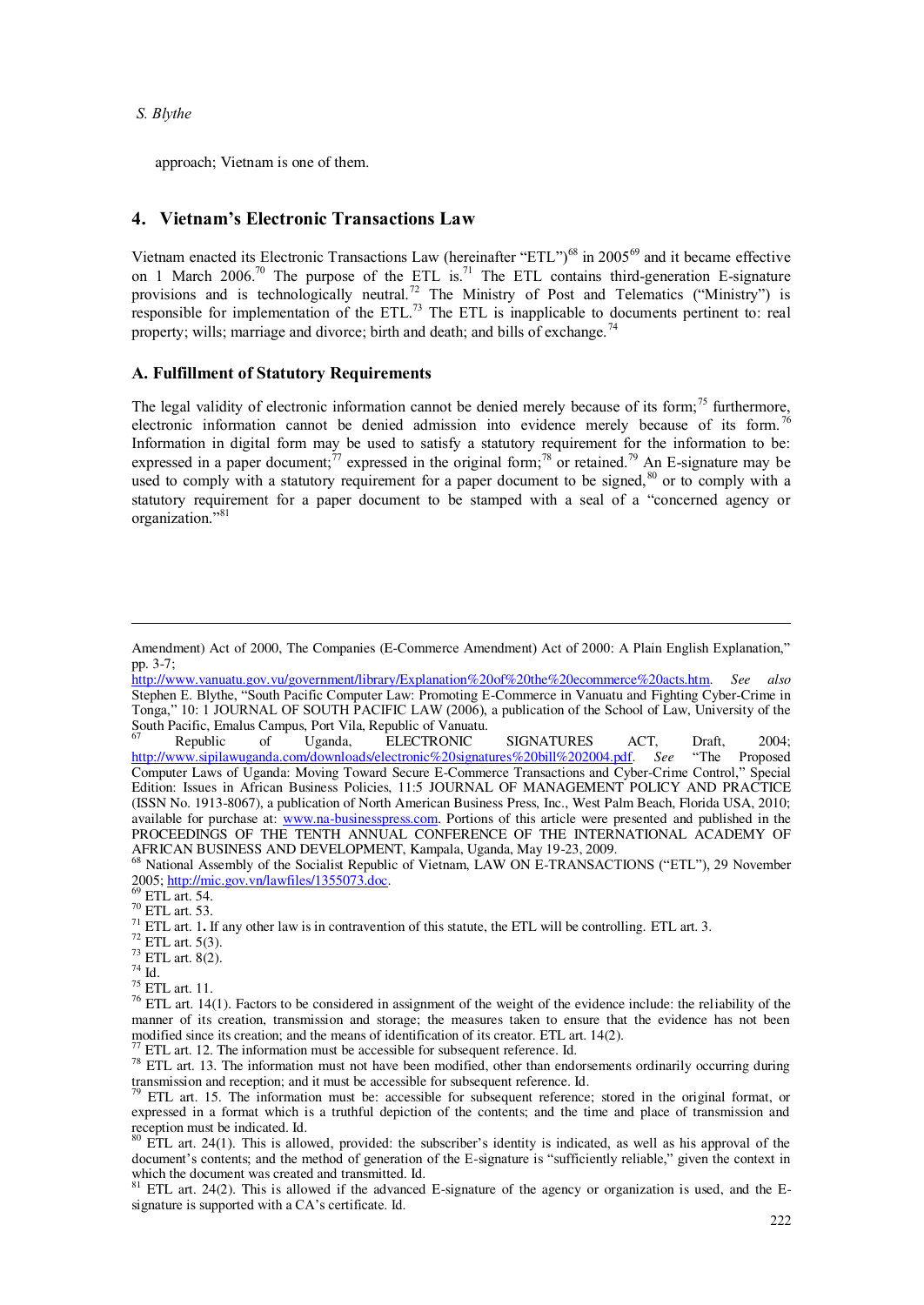approach; Vietnam is one of them.

## 4. Vietnam's Electronic Transactions Law

Vietnam enacted its Electronic Transactions Law (hereinafter "ETL")[68] in 2005[69] and it became effective on 1 March 2006.[70] The purpose of the ETL is.[71] The ETL contains third-generation E-signature provisions and is technologically neutral.[72] The Ministry of Post and Telematics ("Ministry") is responsible for implementation of the ETL.[73] The ETL is inapplicable to documents pertinent to: real property; wills; marriage and divorce; birth and death; and bills of exchange.[74]

### A. Fulfillment of Statutory Requirements

The legal validity of electronic information cannot be denied merely because of its form;[75] furthermore, electronic information cannot be denied admission into evidence merely because of its form.[76] Information in digital form may be used to satisfy a statutory requirement for the information to be: expressed in a paper document;[77] expressed in the original form;[78] or retained.[79] An E-signature may be used to comply with a statutory requirement for a paper document to be signed,[80] or to comply with a statutory requirement for a paper document to be stamped with a seal of a "concerned agency or organization."[81]

---

Amendment) Act of 2000, The Companies (E-Commerce Amendment) Act of 2000: A Plain English Explanation," pp. 3-7; http://www.vanuatu.gov.vu/government/library/Explanation%20of%20the%20ecommerce%20acts.htm. *See also* Stephen E. Blythe, "South Pacific Computer Law: Promoting E-Commerce in Vanuatu and Fighting Cyber-Crime in Tonga," 10: 1 JOURNAL OF SOUTH PACIFIC LAW (2006), a publication of the School of Law, University of the South Pacific, Emalus Campus, Port Vila, Republic of Vanuatu.

[67] Republic of Uganda, ELECTRONIC SIGNATURES ACT, Draft, 2004; http://www.sipilawuganda.com/downloads/electronic%20signatures%20bill%202004.pdf. *See* "The Proposed Computer Laws of Uganda: Moving Toward Secure E-Commerce Transactions and Cyber-Crime Control," Special Edition: Issues in African Business Policies, 11:5 JOURNAL OF MANAGEMENT POLICY AND PRACTICE (ISSN No. 1913-8067), a publication of North American Business Press, Inc., West Palm Beach, Florida USA, 2010; available for purchase at: www.na-businesspress.com. Portions of this article were presented and published in the PROCEEDINGS OF THE TENTH ANNUAL CONFERENCE OF THE INTERNATIONAL ACADEMY OF AFRICAN BUSINESS AND DEVELOPMENT, Kampala, Uganda, May 19-23, 2009.

[68] National Assembly of the Socialist Republic of Vietnam, LAW ON E-TRANSACTIONS ("ETL"), 29 November 2005; http://mic.gov.vn/lawfiles/1355073.doc.

[69] ETL art. 54.

[70] ETL art. 53.

[71] ETL art. 1**.** If any other law is in contravention of this statute, the ETL will be controlling. ETL art. 3.

[72] ETL art. 5(3).

[73] ETL art. 8(2).

[74] Id.

[75] ETL art. 11.

[76] ETL art. 14(1). Factors to be considered in assignment of the weight of the evidence include: the reliability of the manner of its creation, transmission and storage; the measures taken to ensure that the evidence has not been modified since its creation; and the means of identification of its creator. ETL art. 14(2).

[77] ETL art. 12. The information must be accessible for subsequent reference. Id.

[78] ETL art. 13. The information must not have been modified, other than endorsements ordinarily occurring during transmission and reception; and it must be accessible for subsequent reference. Id.

[79] ETL art. 15. The information must be: accessible for subsequent reference; stored in the original format, or expressed in a format which is a truthful depiction of the contents; and the time and place of transmission and reception must be indicated. Id.

[80] ETL art. 24(1). This is allowed, provided: the subscriber's identity is indicated, as well as his approval of the document's contents; and the method of generation of the E-signature is "sufficiently reliable," given the context in which the document was created and transmitted. Id.

[81] ETL art. 24(2). This is allowed if the advanced E-signature of the agency or organization is used, and the E-signature is supported with a CA's certificate. Id.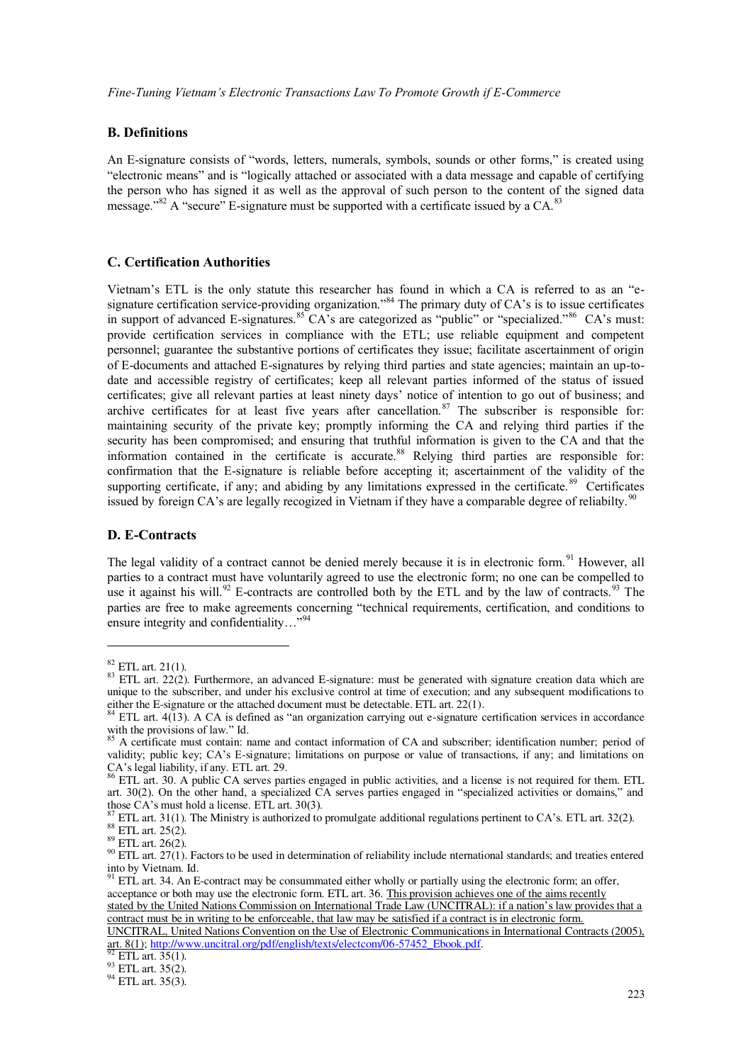## B. Definitions

An E-signature consists of "words, letters, numerals, symbols, sounds or other forms," is created using "electronic means" and is "logically attached or associated with a data message and capable of certifying the person who has signed it as well as the approval of such person to the content of the signed data message."[82] A "secure" E-signature must be supported with a certificate issued by a CA.[83]

## C. Certification Authorities

Vietnam's ETL is the only statute this researcher has found in which a CA is referred to as an "e-signature certification service-providing organization."[84] The primary duty of CA's is to issue certificates in support of advanced E-signatures.[85] CA's are categorized as "public" or "specialized."[86] CA's must: provide certification services in compliance with the ETL; use reliable equipment and competent personnel; guarantee the substantive portions of certificates they issue; facilitate ascertainment of origin of E-documents and attached E-signatures by relying third parties and state agencies; maintain an up-to-date and accessible registry of certificates; keep all relevant parties informed of the status of issued certificates; give all relevant parties at least ninety days' notice of intention to go out of business; and archive certificates for at least five years after cancellation.[87] The subscriber is responsible for: maintaining security of the private key; promptly informing the CA and relying third parties if the security has been compromised; and ensuring that truthful information is given to the CA and that the information contained in the certificate is accurate.[88] Relying third parties are responsible for: confirmation that the E-signature is reliable before accepting it; ascertainment of the validity of the supporting certificate, if any; and abiding by any limitations expressed in the certificate.[89] Certificates issued by foreign CA's are legally recogized in Vietnam if they have a comparable degree of reliabilty.[90]

## D. E-Contracts

The legal validity of a contract cannot be denied merely because it is in electronic form.[91] However, all parties to a contract must have voluntarily agreed to use the electronic form; no one can be compelled to use it against his will.[92] E-contracts are controlled both by the ETL and by the law of contracts.[93] The parties are free to make agreements concerning "technical requirements, certification, and conditions to ensure integrity and confidentiality…"[94]

---

[82] ETL art. 21(1).

[83] ETL art. 22(2). Furthermore, an advanced E-signature: must be generated with signature creation data which are unique to the subscriber, and under his exclusive control at time of execution; and any subsequent modifications to either the E-signature or the attached document must be detectable. ETL art. 22(1).

[84] ETL art. 4(13). A CA is defined as "an organization carrying out e-signature certification services in accordance with the provisions of law." Id.

[85] A certificate must contain: name and contact information of CA and subscriber; identification number; period of validity; public key; CA's E-signature; limitations on purpose or value of transactions, if any; and limitations on CA's legal liability, if any. ETL art. 29.

[86] ETL art. 30. A public CA serves parties engaged in public activities, and a license is not required for them. ETL art. 30(2). On the other hand, a specialized CA serves parties engaged in "specialized activities or domains," and those CA's must hold a license. ETL art. 30(3).

[87] ETL art. 31(1). The Ministry is authorized to promulgate additional regulations pertinent to CA's. ETL art. 32(2).

[88] ETL art. 25(2).

[89] ETL art. 26(2).

[90] ETL art. 27(1). Factors to be used in determination of reliability include nternational standards; and treaties entered into by Vietnam. Id.

[91] ETL art. 34. An E-contract may be consummated either wholly or partially using the electronic form; an offer, acceptance or both may use the electronic form. ETL art. 36. This provision achieves one of the aims recently stated by the United Nations Commission on International Trade Law (UNCITRAL): if a nation's law provides that a contract must be in writing to be enforceable, that law may be satisfied if a contract is in electronic form. UNCITRAL, United Nations Convention on the Use of Electronic Communications in International Contracts (2005), art. 8(1); http://www.uncitral.org/pdf/english/texts/electcom/06-57452_Ebook.pdf.

[92] ETL art. 35(1).

[93] ETL art. 35(2).

[94] ETL art. 35(3).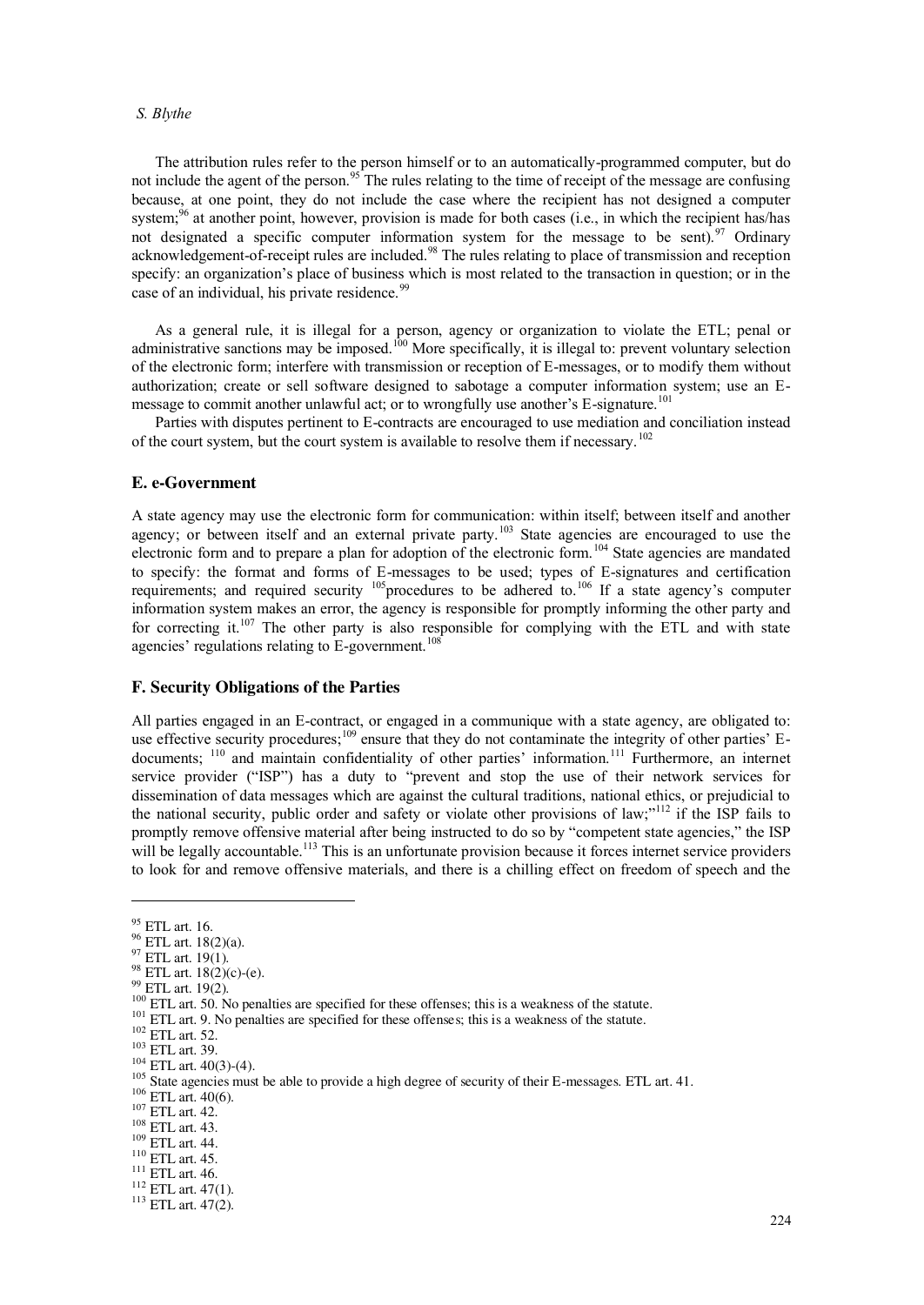The attribution rules refer to the person himself or to an automatically-programmed computer, but do not include the agent of the person.[95] The rules relating to the time of receipt of the message are confusing because, at one point, they do not include the case where the recipient has not designed a computer system;[96] at another point, however, provision is made for both cases (i.e., in which the recipient has/has not designated a specific computer information system for the message to be sent).[97] Ordinary acknowledgement-of-receipt rules are included.[98] The rules relating to place of transmission and reception specify: an organization's place of business which is most related to the transaction in question; or in the case of an individual, his private residence.[99]

As a general rule, it is illegal for a person, agency or organization to violate the ETL; penal or administrative sanctions may be imposed.[100] More specifically, it is illegal to: prevent voluntary selection of the electronic form; interfere with transmission or reception of E-messages, or to modify them without authorization; create or sell software designed to sabotage a computer information system; use an E-message to commit another unlawful act; or to wrongfully use another's E-signature.[101]

Parties with disputes pertinent to E-contracts are encouraged to use mediation and conciliation instead of the court system, but the court system is available to resolve them if necessary.[102]

### E. e-Government

A state agency may use the electronic form for communication: within itself; between itself and another agency; or between itself and an external private party.[103] State agencies are encouraged to use the electronic form and to prepare a plan for adoption of the electronic form.[104] State agencies are mandated to specify: the format and forms of E-messages to be used; types of E-signatures and certification requirements; and required security [105]procedures to be adhered to.[106] If a state agency's computer information system makes an error, the agency is responsible for promptly informing the other party and for correcting it.[107] The other party is also responsible for complying with the ETL and with state agencies' regulations relating to E-government.[108]

### F. Security Obligations of the Parties

All parties engaged in an E-contract, or engaged in a communique with a state agency, are obligated to: use effective security procedures;[109] ensure that they do not contaminate the integrity of other parties' E-documents; [110] and maintain confidentiality of other parties' information.[111] Furthermore, an internet service provider ("ISP") has a duty to "prevent and stop the use of their network services for dissemination of data messages which are against the cultural traditions, national ethics, or prejudicial to the national security, public order and safety or violate other provisions of law;"[112] if the ISP fails to promptly remove offensive material after being instructed to do so by "competent state agencies," the ISP will be legally accountable.[113] This is an unfortunate provision because it forces internet service providers to look for and remove offensive materials, and there is a chilling effect on freedom of speech and the

---

[95] ETL art. 16.
[96] ETL art. 18(2)(a).
[97] ETL art. 19(1).
[98] ETL art. 18(2)(c)-(e).
[99] ETL art. 19(2).
[100] ETL art. 50. No penalties are specified for these offenses; this is a weakness of the statute.
[101] ETL art. 9. No penalties are specified for these offenses; this is a weakness of the statute.
[102] ETL art. 52.
[103] ETL art. 39.
[104] ETL art. 40(3)-(4).
[105] State agencies must be able to provide a high degree of security of their E-messages. ETL art. 41.
[106] ETL art. 40(6).
[107] ETL art. 42.
[108] ETL art. 43.
[109] ETL art. 44.
[110] ETL art. 45.
[111] ETL art. 46.
[112] ETL art. 47(1).
[113] ETL art. 47(2).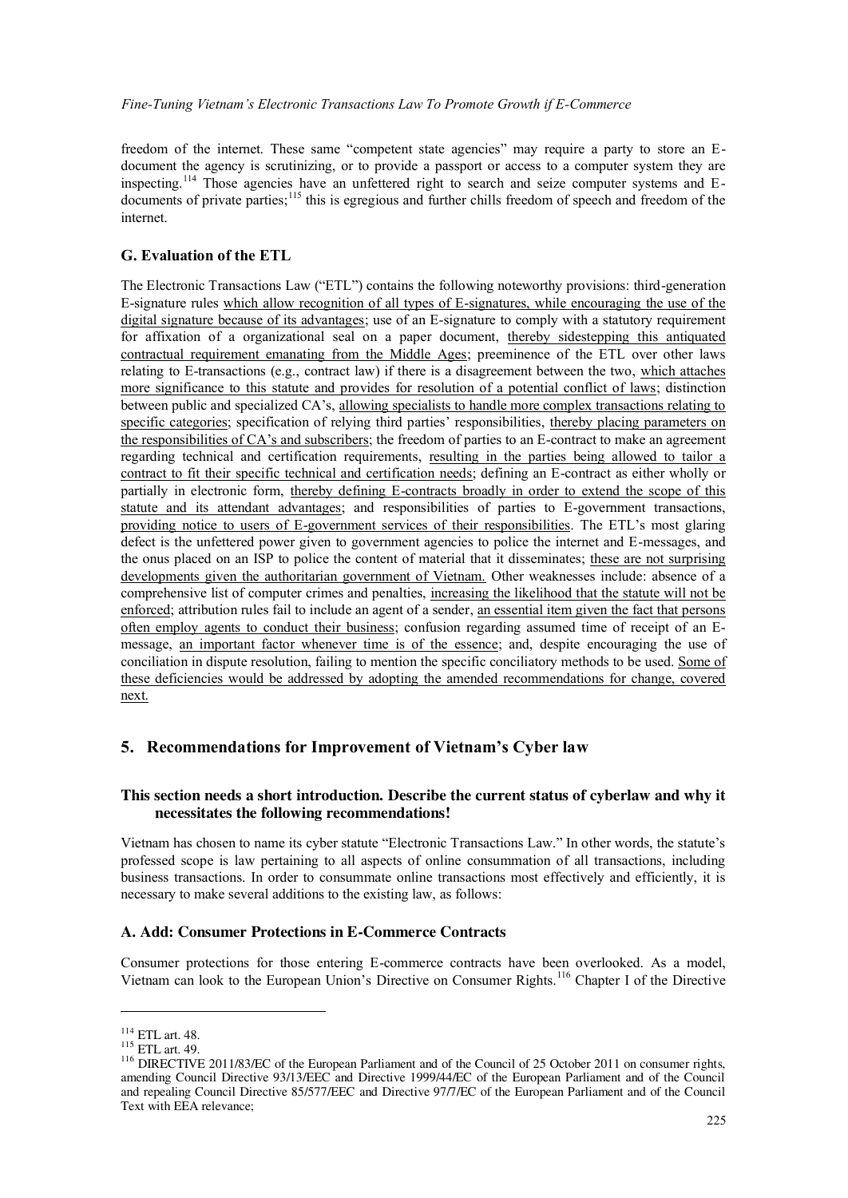freedom of the internet. These same "competent state agencies" may require a party to store an E-document the agency is scrutinizing, or to provide a passport or access to a computer system they are inspecting.[114] Those agencies have an unfettered right to search and seize computer systems and E-documents of private parties;[115] this is egregious and further chills freedom of speech and freedom of the internet.

### G. Evaluation of the ETL

The Electronic Transactions Law ("ETL") contains the following noteworthy provisions: third-generation E-signature rules <u>which allow recognition of all types of E-signatures, while encouraging the use of the digital signature because of its advantages</u>; use of an E-signature to comply with a statutory requirement for affixation of a organizational seal on a paper document, <u>thereby sidestepping this antiquated contractual requirement emanating from the Middle Ages</u>; preeminence of the ETL over other laws relating to E-transactions (e.g., contract law) if there is a disagreement between the two, <u>which attaches more significance to this statute and provides for resolution of a potential conflict of laws</u>; distinction between public and specialized CA's, <u>allowing specialists to handle more complex transactions relating to specific categories</u>; specification of relying third parties' responsibilities, <u>thereby placing parameters on the responsibilities of CA's and subscribers</u>; the freedom of parties to an E-contract to make an agreement regarding technical and certification requirements, <u>resulting in the parties being allowed to tailor a contract to fit their specific technical and certification needs</u>; defining an E-contract as either wholly or partially in electronic form, <u>thereby defining E-contracts broadly in order to extend the scope of this statute and its attendant advantages</u>; and responsibilities of parties to E-government transactions, <u>providing notice to users of E-government services of their responsibilities</u>. The ETL's most glaring defect is the unfettered power given to government agencies to police the internet and E-messages, and the onus placed on an ISP to police the content of material that it disseminates; <u>these are not surprising developments given the authoritarian government of Vietnam.</u> Other weaknesses include: absence of a comprehensive list of computer crimes and penalties, <u>increasing the likelihood that the statute will not be enforced</u>; attribution rules fail to include an agent of a sender, <u>an essential item given the fact that persons often employ agents to conduct their business</u>; confusion regarding assumed time of receipt of an E-message, <u>an important factor whenever time is of the essence</u>; and, despite encouraging the use of conciliation in dispute resolution, failing to mention the specific conciliatory methods to be used. <u>Some of these deficiencies would be addressed by adopting the amended recommendations for change, covered next.</u>

## 5. Recommendations for Improvement of Vietnam's Cyber law

### This section needs a short introduction. Describe the current status of cyberlaw and why it necessitates the following recommendations!

Vietnam has chosen to name its cyber statute "Electronic Transactions Law." In other words, the statute's professed scope is law pertaining to all aspects of online consummation of all transactions, including business transactions. In order to consummate online transactions most effectively and efficiently, it is necessary to make several additions to the existing law, as follows:

### A. Add: Consumer Protections in E-Commerce Contracts

Consumer protections for those entering E-commerce contracts have been overlooked. As a model, Vietnam can look to the European Union's Directive on Consumer Rights.[116] Chapter I of the Directive

---

[114] ETL art. 48.

[115] ETL art. 49.

[116] DIRECTIVE 2011/83/EC of the European Parliament and of the Council of 25 October 2011 on consumer rights, amending Council Directive 93/13/EEC and Directive 1999/44/EC of the European Parliament and of the Council and repealing Council Directive 85/577/EEC and Directive 97/7/EC of the European Parliament and of the Council Text with EEA relevance;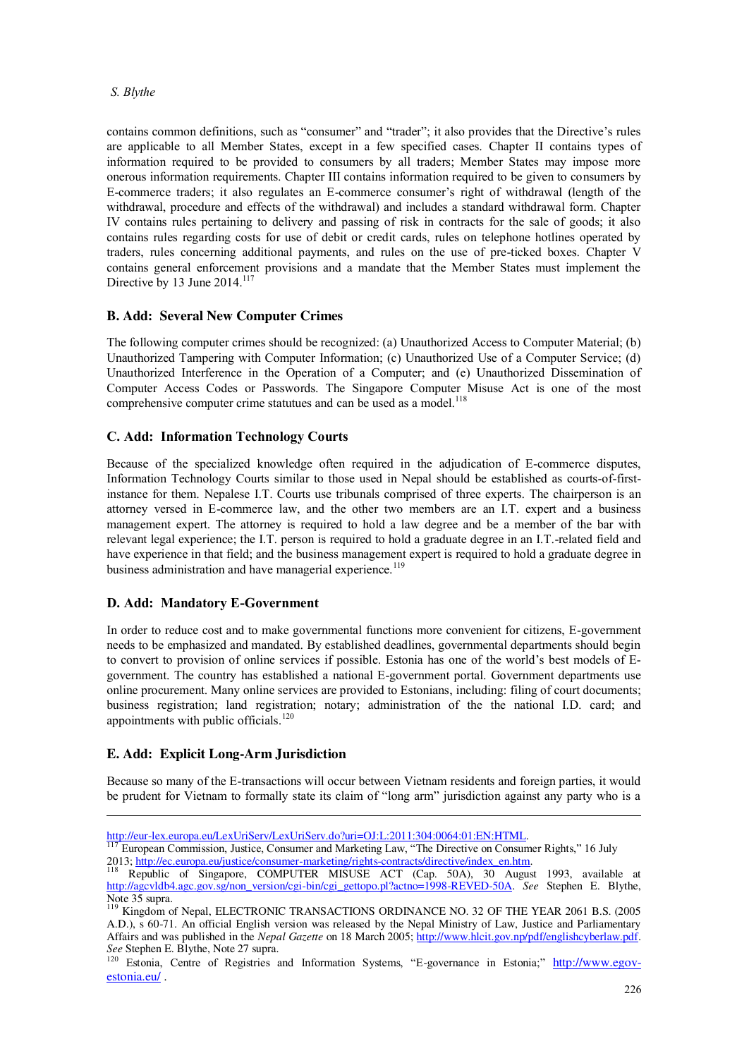contains common definitions, such as "consumer" and "trader"; it also provides that the Directive's rules are applicable to all Member States, except in a few specified cases. Chapter II contains types of information required to be provided to consumers by all traders; Member States may impose more onerous information requirements. Chapter III contains information required to be given to consumers by E-commerce traders; it also regulates an E-commerce consumer's right of withdrawal (length of the withdrawal, procedure and effects of the withdrawal) and includes a standard withdrawal form. Chapter IV contains rules pertaining to delivery and passing of risk in contracts for the sale of goods; it also contains rules regarding costs for use of debit or credit cards, rules on telephone hotlines operated by traders, rules concerning additional payments, and rules on the use of pre-ticked boxes. Chapter V contains general enforcement provisions and a mandate that the Member States must implement the Directive by 13 June 2014.[117]

### B. Add: Several New Computer Crimes

The following computer crimes should be recognized: (a) Unauthorized Access to Computer Material; (b) Unauthorized Tampering with Computer Information; (c) Unauthorized Use of a Computer Service; (d) Unauthorized Interference in the Operation of a Computer; and (e) Unauthorized Dissemination of Computer Access Codes or Passwords. The Singapore Computer Misuse Act is one of the most comprehensive computer crime statutues and can be used as a model.[118]

### C. Add: Information Technology Courts

Because of the specialized knowledge often required in the adjudication of E-commerce disputes, Information Technology Courts similar to those used in Nepal should be established as courts-of-first-instance for them. Nepalese I.T. Courts use tribunals comprised of three experts. The chairperson is an attorney versed in E-commerce law, and the other two members are an I.T. expert and a business management expert. The attorney is required to hold a law degree and be a member of the bar with relevant legal experience; the I.T. person is required to hold a graduate degree in an I.T.-related field and have experience in that field; and the business management expert is required to hold a graduate degree in business administration and have managerial experience.[119]

### D. Add: Mandatory E-Government

In order to reduce cost and to make governmental functions more convenient for citizens, E-government needs to be emphasized and mandated. By established deadlines, governmental departments should begin to convert to provision of online services if possible. Estonia has one of the world's best models of E-government. The country has established a national E-government portal. Government departments use online procurement. Many online services are provided to Estonians, including: filing of court documents; business registration; land registration; notary; administration of the the national I.D. card; and appointments with public officials.[120]

### E. Add: Explicit Long-Arm Jurisdiction

Because so many of the E-transactions will occur between Vietnam residents and foreign parties, it would be prudent for Vietnam to formally state its claim of "long arm" jurisdiction against any party who is a

---

http://eur-lex.europa.eu/LexUriServ/LexUriServ.do?uri=OJ:L:2011:304:0064:01:EN:HTML.

[117] European Commission, Justice, Consumer and Marketing Law, "The Directive on Consumer Rights," 16 July 2013; http://ec.europa.eu/justice/consumer-marketing/rights-contracts/directive/index_en.htm.

[118] Republic of Singapore, COMPUTER MISUSE ACT (Cap. 50A), 30 August 1993, available at http://agcvldb4.agc.gov.sg/non_version/cgi-bin/cgi_gettopo.pl?actno=1998-REVED-50A. *See* Stephen E. Blythe, Note 35 supra.

[119] Kingdom of Nepal, ELECTRONIC TRANSACTIONS ORDINANCE NO. 32 OF THE YEAR 2061 B.S. (2005 A.D.), s 60-71. An official English version was released by the Nepal Ministry of Law, Justice and Parliamentary Affairs and was published in the *Nepal Gazette* on 18 March 2005; http://www.hlcit.gov.np/pdf/englishcyberlaw.pdf. *See* Stephen E. Blythe, Note 27 supra.

[120] Estonia, Centre of Registries and Information Systems, "E-governance in Estonia;" http://www.egov-estonia.eu/ .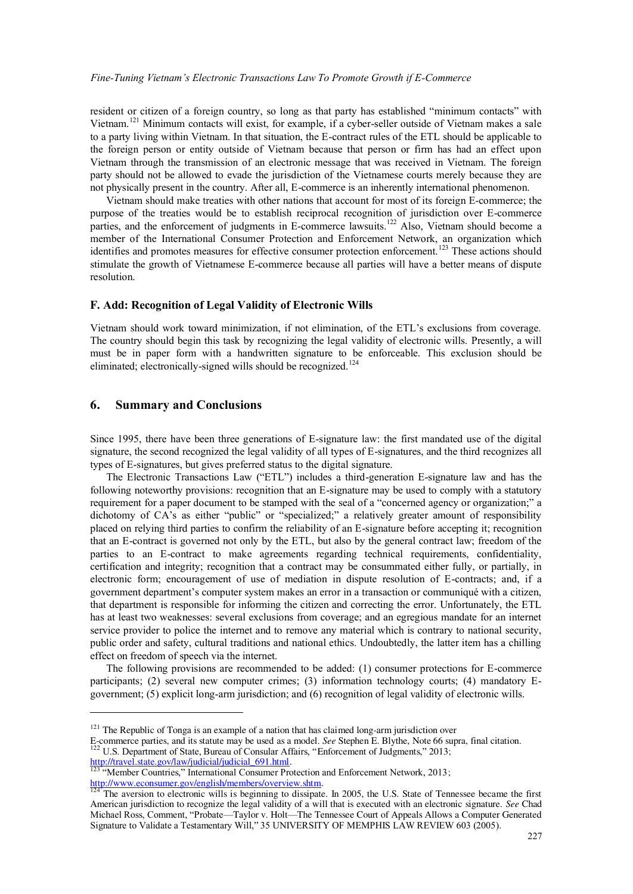resident or citizen of a foreign country, so long as that party has established "minimum contacts" with Vietnam.[121] Minimum contacts will exist, for example, if a cyber-seller outside of Vietnam makes a sale to a party living within Vietnam. In that situation, the E-contract rules of the ETL should be applicable to the foreign person or entity outside of Vietnam because that person or firm has had an effect upon Vietnam through the transmission of an electronic message that was received in Vietnam. The foreign party should not be allowed to evade the jurisdiction of the Vietnamese courts merely because they are not physically present in the country. After all, E-commerce is an inherently international phenomenon.

Vietnam should make treaties with other nations that account for most of its foreign E-commerce; the purpose of the treaties would be to establish reciprocal recognition of jurisdiction over E-commerce parties, and the enforcement of judgments in E-commerce lawsuits.[122] Also, Vietnam should become a member of the International Consumer Protection and Enforcement Network, an organization which identifies and promotes measures for effective consumer protection enforcement.[123] These actions should stimulate the growth of Vietnamese E-commerce because all parties will have a better means of dispute resolution.

### F. Add: Recognition of Legal Validity of Electronic Wills

Vietnam should work toward minimization, if not elimination, of the ETL's exclusions from coverage. The country should begin this task by recognizing the legal validity of electronic wills. Presently, a will must be in paper form with a handwritten signature to be enforceable. This exclusion should be eliminated; electronically-signed wills should be recognized.[124]

## 6. Summary and Conclusions

Since 1995, there have been three generations of E-signature law: the first mandated use of the digital signature, the second recognized the legal validity of all types of E-signatures, and the third recognizes all types of E-signatures, but gives preferred status to the digital signature.

The Electronic Transactions Law ("ETL") includes a third-generation E-signature law and has the following noteworthy provisions: recognition that an E-signature may be used to comply with a statutory requirement for a paper document to be stamped with the seal of a "concerned agency or organization;" a dichotomy of CA's as either "public" or "specialized;" a relatively greater amount of responsibility placed on relying third parties to confirm the reliability of an E-signature before accepting it; recognition that an E-contract is governed not only by the ETL, but also by the general contract law; freedom of the parties to an E-contract to make agreements regarding technical requirements, confidentiality, certification and integrity; recognition that a contract may be consummated either fully, or partially, in electronic form; encouragement of use of mediation in dispute resolution of E-contracts; and, if a government department's computer system makes an error in a transaction or communiqué with a citizen, that department is responsible for informing the citizen and correcting the error. Unfortunately, the ETL has at least two weaknesses: several exclusions from coverage; and an egregious mandate for an internet service provider to police the internet and to remove any material which is contrary to national security, public order and safety, cultural traditions and national ethics. Undoubtedly, the latter item has a chilling effect on freedom of speech via the internet.

The following provisions are recommended to be added: (1) consumer protections for E-commerce participants; (2) several new computer crimes; (3) information technology courts; (4) mandatory E-government; (5) explicit long-arm jurisdiction; and (6) recognition of legal validity of electronic wills.

---

[121] The Republic of Tonga is an example of a nation that has claimed long-arm jurisdiction over E-commerce parties, and its statute may be used as a model. *See* Stephen E. Blythe, Note 66 supra, final citation.

[122] U.S. Department of State, Bureau of Consular Affairs, "Enforcement of Judgments," 2013; http://travel.state.gov/law/judicial/judicial_691.html.

[123] "Member Countries," International Consumer Protection and Enforcement Network, 2013; http://www.econsumer.gov/english/members/overview.shtm.

[124] The aversion to electronic wills is beginning to dissipate. In 2005, the U.S. State of Tennessee became the first American jurisdiction to recognize the legal validity of a will that is executed with an electronic signature. *See* Chad Michael Ross, Comment, "Probate—Taylor v. Holt—The Tennessee Court of Appeals Allows a Computer Generated Signature to Validate a Testamentary Will," 35 UNIVERSITY OF MEMPHIS LAW REVIEW 603 (2005).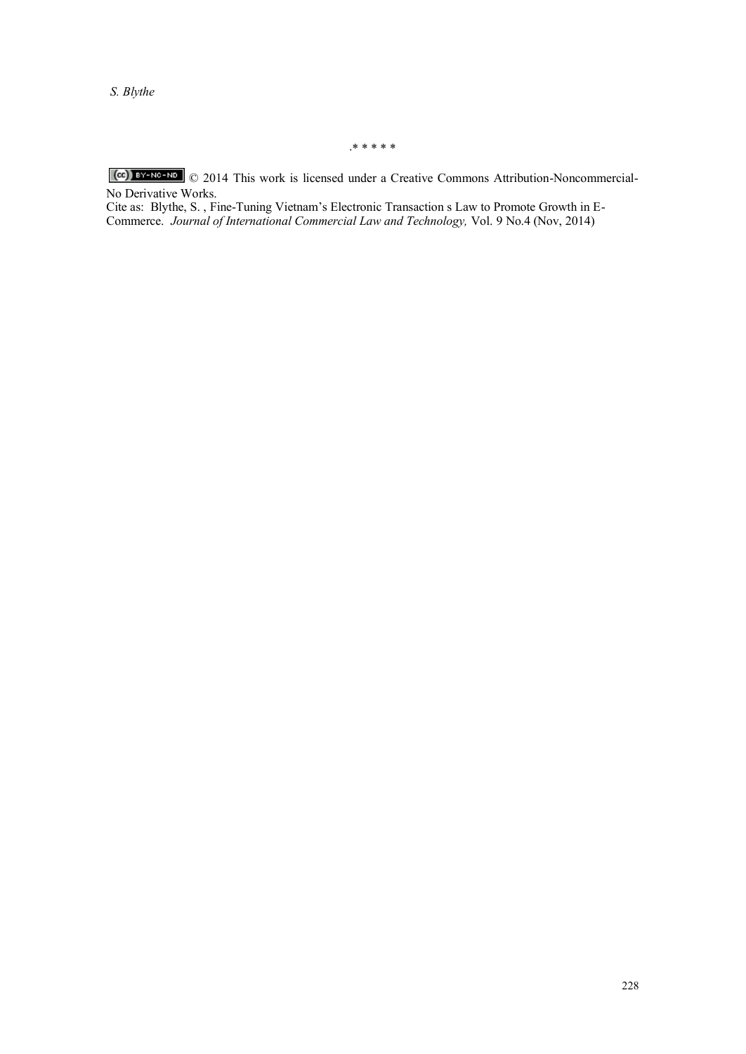.* * * * *

(cc) BY-NC-ND © 2014 This work is licensed under a Creative Commons Attribution-Noncommercial-No Derivative Works.

Cite as: Blythe, S. , Fine-Tuning Vietnam's Electronic Transaction s Law to Promote Growth in E-Commerce. *Journal of International Commercial Law and Technology,* Vol. 9 No.4 (Nov, 2014)